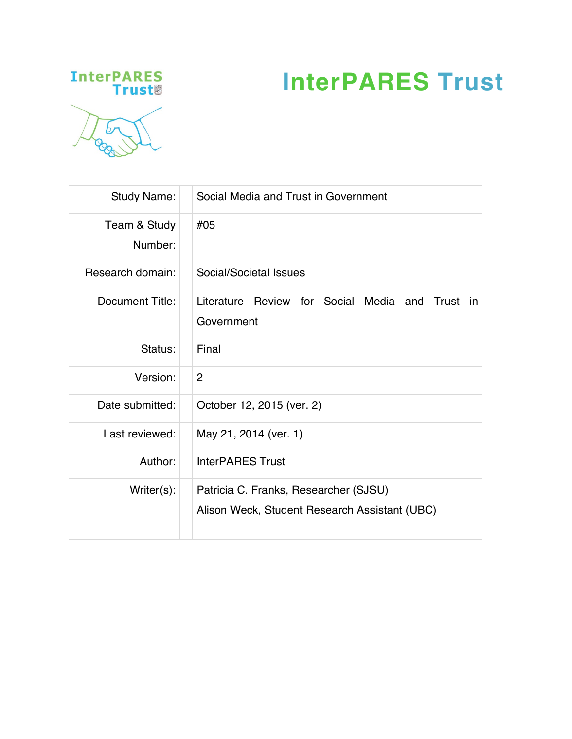# InterPARES Trust

| | |
|---|---|
| Study Name: | Social Media and Trust in Government |
| Team & Study Number: | #05 |
| Research domain: | Social/Societal Issues |
| Document Title: | Literature Review for Social Media and Trust in Government |
| Status: | Final |
| Version: | 2 |
| Date submitted: | October 12, 2015 (ver. 2) |
| Last reviewed: | May 21, 2014 (ver. 1) |
| Author: | InterPARES Trust |
| Writer(s): | Patricia C. Franks, Researcher (SJSU)<br>Alison Weck, Student Research Assistant (UBC) |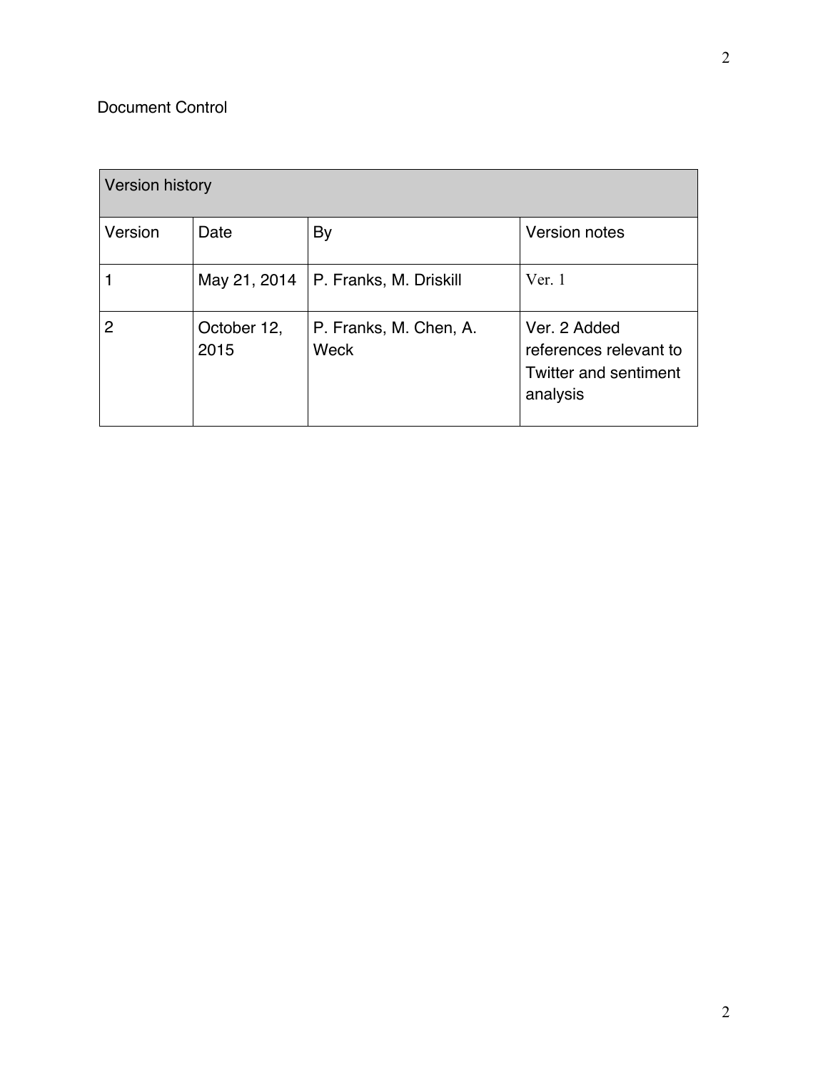Document Control

| Version history | | | |
| --- | --- | --- | --- |
| Version | Date | By | Version notes |
| 1 | May 21, 2014 | P. Franks, M. Driskill | Ver. 1 |
| 2 | October 12, 2015 | P. Franks, M. Chen, A. Weck | Ver. 2 Added references relevant to Twitter and sentiment analysis |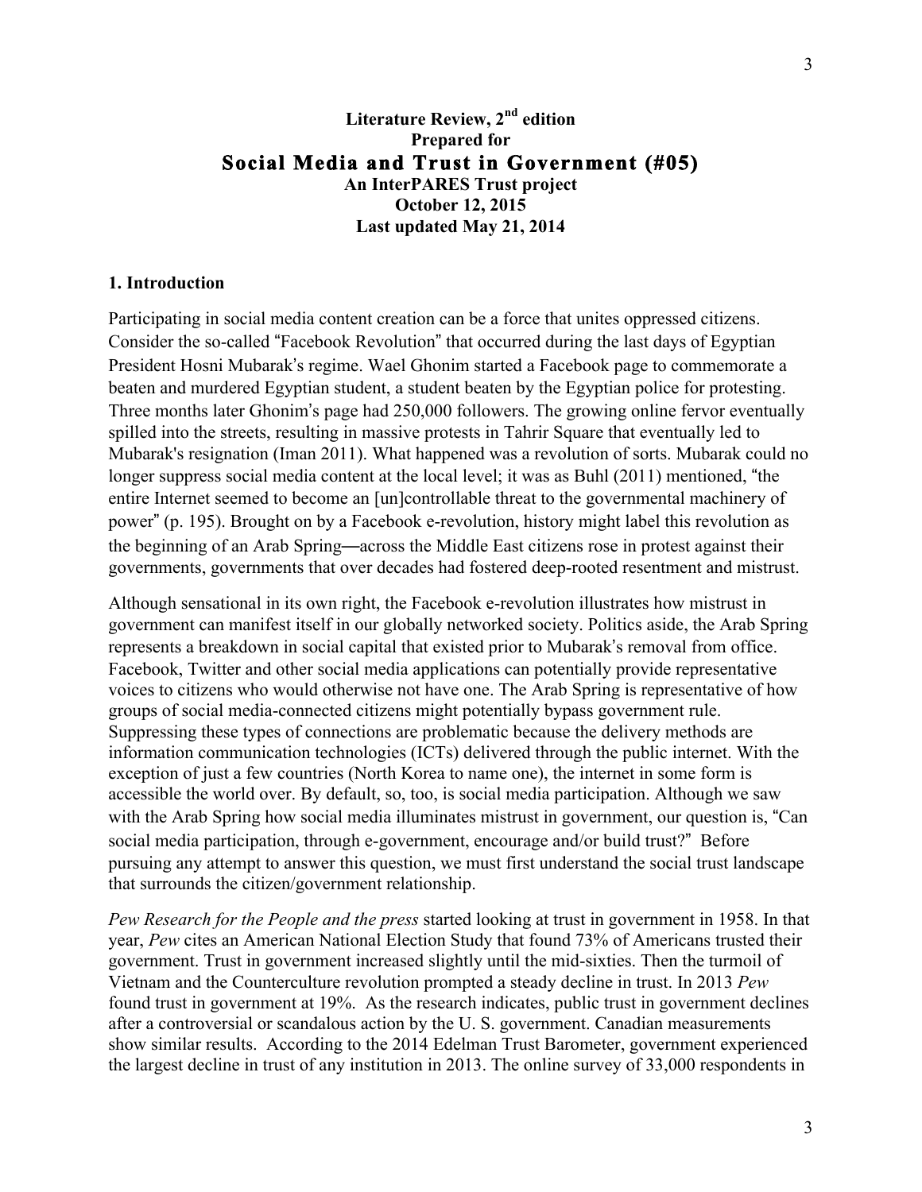**Literature Review, 2nd edition**
**Prepared for**
# Social Media and Trust in Government (#05)
**An InterPARES Trust project**
**October 12, 2015**
**Last updated May 21, 2014**

## 1. Introduction

Participating in social media content creation can be a force that unites oppressed citizens. Consider the so-called "Facebook Revolution" that occurred during the last days of Egyptian President Hosni Mubarak's regime. Wael Ghonim started a Facebook page to commemorate a beaten and murdered Egyptian student, a student beaten by the Egyptian police for protesting. Three months later Ghonim's page had 250,000 followers. The growing online fervor eventually spilled into the streets, resulting in massive protests in Tahrir Square that eventually led to Mubarak's resignation (Iman 2011). What happened was a revolution of sorts. Mubarak could no longer suppress social media content at the local level; it was as Buhl (2011) mentioned, "the entire Internet seemed to become an [un]controllable threat to the governmental machinery of power" (p. 195). Brought on by a Facebook e-revolution, history might label this revolution as the beginning of an Arab Spring—across the Middle East citizens rose in protest against their governments, governments that over decades had fostered deep-rooted resentment and mistrust.

Although sensational in its own right, the Facebook e-revolution illustrates how mistrust in government can manifest itself in our globally networked society. Politics aside, the Arab Spring represents a breakdown in social capital that existed prior to Mubarak's removal from office. Facebook, Twitter and other social media applications can potentially provide representative voices to citizens who would otherwise not have one. The Arab Spring is representative of how groups of social media-connected citizens might potentially bypass government rule. Suppressing these types of connections are problematic because the delivery methods are information communication technologies (ICTs) delivered through the public internet. With the exception of just a few countries (North Korea to name one), the internet in some form is accessible the world over. By default, so, too, is social media participation. Although we saw with the Arab Spring how social media illuminates mistrust in government, our question is, "Can social media participation, through e-government, encourage and/or build trust?" Before pursuing any attempt to answer this question, we must first understand the social trust landscape that surrounds the citizen/government relationship.

*Pew Research for the People and the press* started looking at trust in government in 1958. In that year, *Pew* cites an American National Election Study that found 73% of Americans trusted their government. Trust in government increased slightly until the mid-sixties. Then the turmoil of Vietnam and the Counterculture revolution prompted a steady decline in trust. In 2013 *Pew* found trust in government at 19%. As the research indicates, public trust in government declines after a controversial or scandalous action by the U. S. government. Canadian measurements show similar results. According to the 2014 Edelman Trust Barometer, government experienced the largest decline in trust of any institution in 2013. The online survey of 33,000 respondents in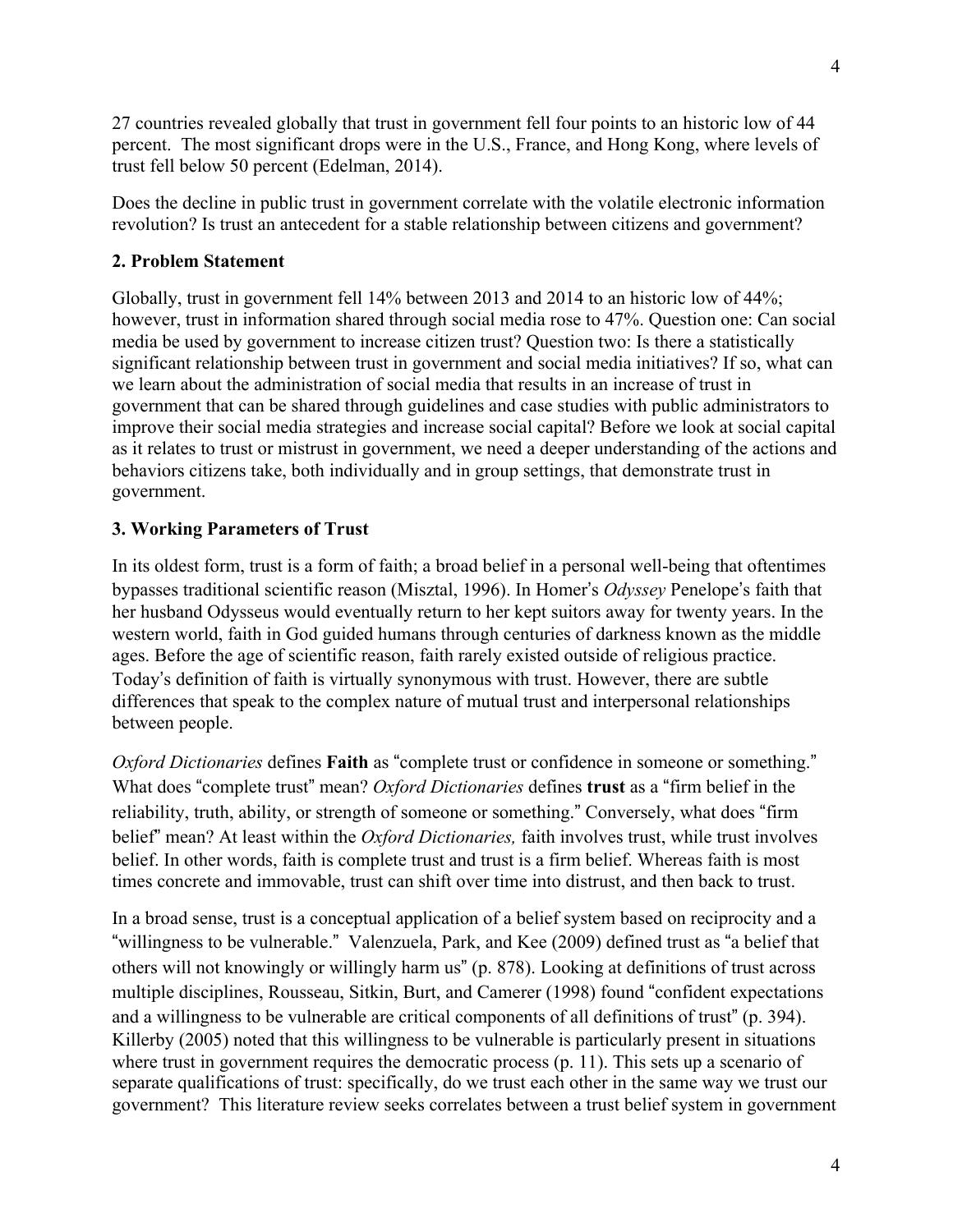27 countries revealed globally that trust in government fell four points to an historic low of 44 percent. The most significant drops were in the U.S., France, and Hong Kong, where levels of trust fell below 50 percent (Edelman, 2014).

Does the decline in public trust in government correlate with the volatile electronic information revolution? Is trust an antecedent for a stable relationship between citizens and government?

## 2. Problem Statement

Globally, trust in government fell 14% between 2013 and 2014 to an historic low of 44%; however, trust in information shared through social media rose to 47%. Question one: Can social media be used by government to increase citizen trust? Question two: Is there a statistically significant relationship between trust in government and social media initiatives? If so, what can we learn about the administration of social media that results in an increase of trust in government that can be shared through guidelines and case studies with public administrators to improve their social media strategies and increase social capital? Before we look at social capital as it relates to trust or mistrust in government, we need a deeper understanding of the actions and behaviors citizens take, both individually and in group settings, that demonstrate trust in government.

## 3. Working Parameters of Trust

In its oldest form, trust is a form of faith; a broad belief in a personal well-being that oftentimes bypasses traditional scientific reason (Misztal, 1996). In Homer's *Odyssey* Penelope's faith that her husband Odysseus would eventually return to her kept suitors away for twenty years. In the western world, faith in God guided humans through centuries of darkness known as the middle ages. Before the age of scientific reason, faith rarely existed outside of religious practice. Today's definition of faith is virtually synonymous with trust. However, there are subtle differences that speak to the complex nature of mutual trust and interpersonal relationships between people.

*Oxford Dictionaries* defines **Faith** as "complete trust or confidence in someone or something." What does "complete trust" mean? *Oxford Dictionaries* defines **trust** as a "firm belief in the reliability, truth, ability, or strength of someone or something." Conversely, what does "firm belief" mean? At least within the *Oxford Dictionaries,* faith involves trust, while trust involves belief. In other words, faith is complete trust and trust is a firm belief. Whereas faith is most times concrete and immovable, trust can shift over time into distrust, and then back to trust.

In a broad sense, trust is a conceptual application of a belief system based on reciprocity and a "willingness to be vulnerable." Valenzuela, Park, and Kee (2009) defined trust as "a belief that others will not knowingly or willingly harm us" (p. 878). Looking at definitions of trust across multiple disciplines, Rousseau, Sitkin, Burt, and Camerer (1998) found "confident expectations and a willingness to be vulnerable are critical components of all definitions of trust" (p. 394). Killerby (2005) noted that this willingness to be vulnerable is particularly present in situations where trust in government requires the democratic process (p. 11). This sets up a scenario of separate qualifications of trust: specifically, do we trust each other in the same way we trust our government? This literature review seeks correlates between a trust belief system in government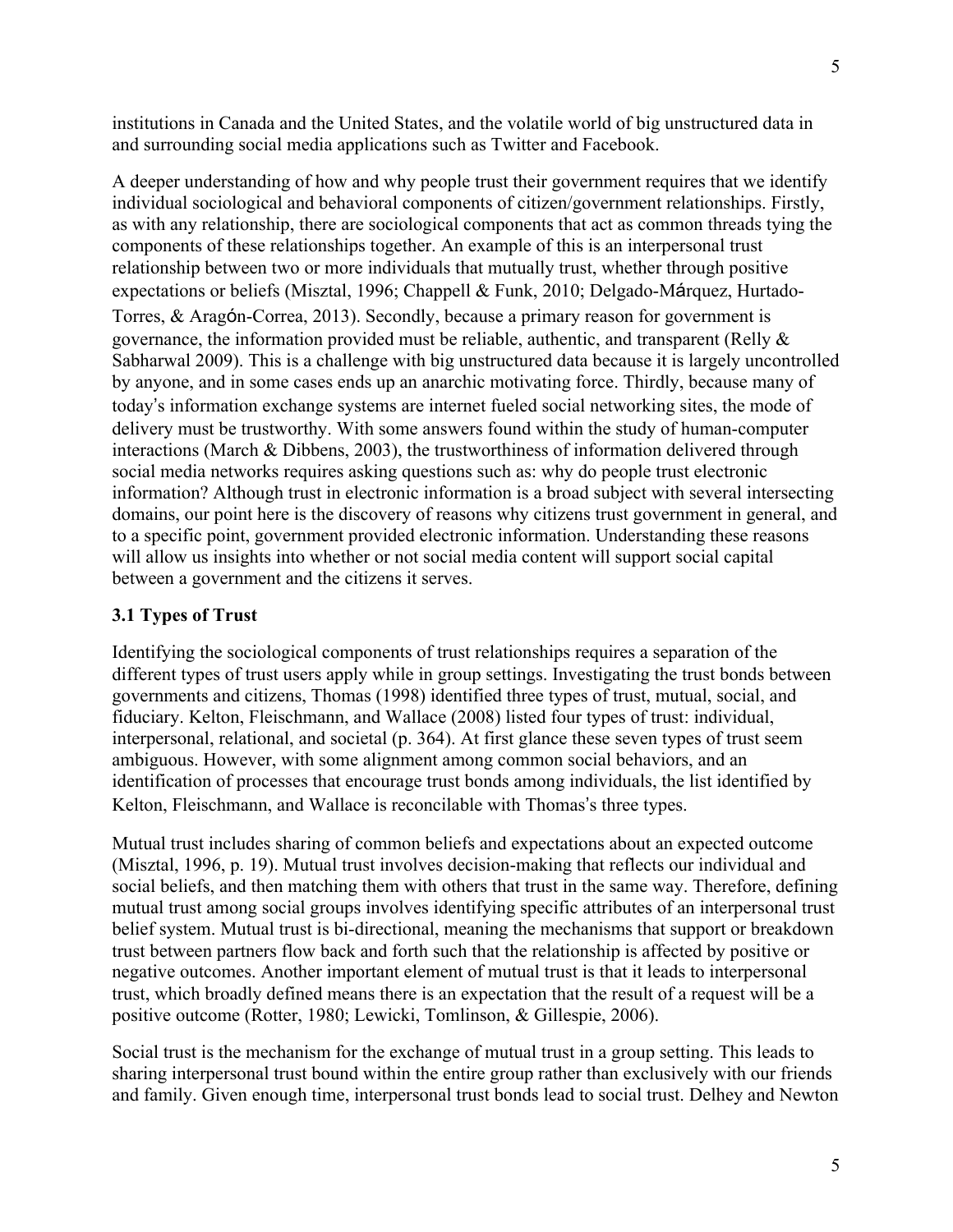institutions in Canada and the United States, and the volatile world of big unstructured data in and surrounding social media applications such as Twitter and Facebook.

A deeper understanding of how and why people trust their government requires that we identify individual sociological and behavioral components of citizen/government relationships. Firstly, as with any relationship, there are sociological components that act as common threads tying the components of these relationships together. An example of this is an interpersonal trust relationship between two or more individuals that mutually trust, whether through positive expectations or beliefs (Misztal, 1996; Chappell & Funk, 2010; Delgado-Márquez, Hurtado-Torres, & Aragón-Correa, 2013). Secondly, because a primary reason for government is governance, the information provided must be reliable, authentic, and transparent (Relly & Sabharwal 2009). This is a challenge with big unstructured data because it is largely uncontrolled by anyone, and in some cases ends up an anarchic motivating force. Thirdly, because many of today's information exchange systems are internet fueled social networking sites, the mode of delivery must be trustworthy. With some answers found within the study of human-computer interactions (March & Dibbens, 2003), the trustworthiness of information delivered through social media networks requires asking questions such as: why do people trust electronic information? Although trust in electronic information is a broad subject with several intersecting domains, our point here is the discovery of reasons why citizens trust government in general, and to a specific point, government provided electronic information. Understanding these reasons will allow us insights into whether or not social media content will support social capital between a government and the citizens it serves.

### 3.1 Types of Trust

Identifying the sociological components of trust relationships requires a separation of the different types of trust users apply while in group settings. Investigating the trust bonds between governments and citizens, Thomas (1998) identified three types of trust, mutual, social, and fiduciary. Kelton, Fleischmann, and Wallace (2008) listed four types of trust: individual, interpersonal, relational, and societal (p. 364). At first glance these seven types of trust seem ambiguous. However, with some alignment among common social behaviors, and an identification of processes that encourage trust bonds among individuals, the list identified by Kelton, Fleischmann, and Wallace is reconcilable with Thomas's three types.

Mutual trust includes sharing of common beliefs and expectations about an expected outcome (Misztal, 1996, p. 19). Mutual trust involves decision-making that reflects our individual and social beliefs, and then matching them with others that trust in the same way. Therefore, defining mutual trust among social groups involves identifying specific attributes of an interpersonal trust belief system. Mutual trust is bi-directional, meaning the mechanisms that support or breakdown trust between partners flow back and forth such that the relationship is affected by positive or negative outcomes. Another important element of mutual trust is that it leads to interpersonal trust, which broadly defined means there is an expectation that the result of a request will be a positive outcome (Rotter, 1980; Lewicki, Tomlinson, & Gillespie, 2006).

Social trust is the mechanism for the exchange of mutual trust in a group setting. This leads to sharing interpersonal trust bound within the entire group rather than exclusively with our friends and family. Given enough time, interpersonal trust bonds lead to social trust. Delhey and Newton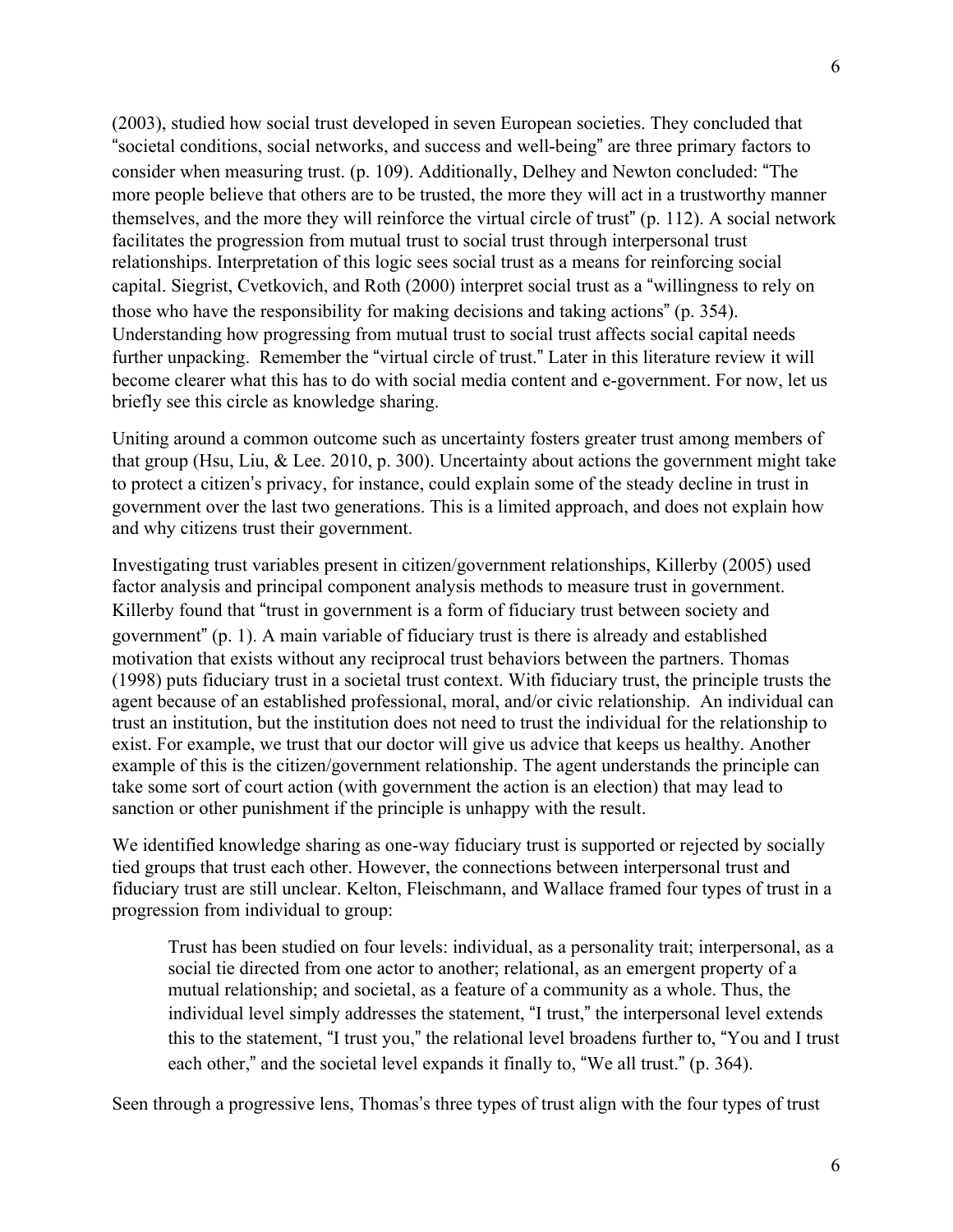(2003), studied how social trust developed in seven European societies. They concluded that "societal conditions, social networks, and success and well-being" are three primary factors to consider when measuring trust. (p. 109). Additionally, Delhey and Newton concluded: "The more people believe that others are to be trusted, the more they will act in a trustworthy manner themselves, and the more they will reinforce the virtual circle of trust" (p. 112). A social network facilitates the progression from mutual trust to social trust through interpersonal trust relationships. Interpretation of this logic sees social trust as a means for reinforcing social capital. Siegrist, Cvetkovich, and Roth (2000) interpret social trust as a "willingness to rely on those who have the responsibility for making decisions and taking actions" (p. 354). Understanding how progressing from mutual trust to social trust affects social capital needs further unpacking. Remember the "virtual circle of trust." Later in this literature review it will become clearer what this has to do with social media content and e-government. For now, let us briefly see this circle as knowledge sharing.

Uniting around a common outcome such as uncertainty fosters greater trust among members of that group (Hsu, Liu, & Lee. 2010, p. 300). Uncertainty about actions the government might take to protect a citizen's privacy, for instance, could explain some of the steady decline in trust in government over the last two generations. This is a limited approach, and does not explain how and why citizens trust their government.

Investigating trust variables present in citizen/government relationships, Killerby (2005) used factor analysis and principal component analysis methods to measure trust in government. Killerby found that "trust in government is a form of fiduciary trust between society and government" (p. 1). A main variable of fiduciary trust is there is already and established motivation that exists without any reciprocal trust behaviors between the partners. Thomas (1998) puts fiduciary trust in a societal trust context. With fiduciary trust, the principle trusts the agent because of an established professional, moral, and/or civic relationship. An individual can trust an institution, but the institution does not need to trust the individual for the relationship to exist. For example, we trust that our doctor will give us advice that keeps us healthy. Another example of this is the citizen/government relationship. The agent understands the principle can take some sort of court action (with government the action is an election) that may lead to sanction or other punishment if the principle is unhappy with the result.

We identified knowledge sharing as one-way fiduciary trust is supported or rejected by socially tied groups that trust each other. However, the connections between interpersonal trust and fiduciary trust are still unclear. Kelton, Fleischmann, and Wallace framed four types of trust in a progression from individual to group:

> Trust has been studied on four levels: individual, as a personality trait; interpersonal, as a social tie directed from one actor to another; relational, as an emergent property of a mutual relationship; and societal, as a feature of a community as a whole. Thus, the individual level simply addresses the statement, "I trust," the interpersonal level extends this to the statement, "I trust you," the relational level broadens further to, "You and I trust each other," and the societal level expands it finally to, "We all trust." (p. 364).

Seen through a progressive lens, Thomas's three types of trust align with the four types of trust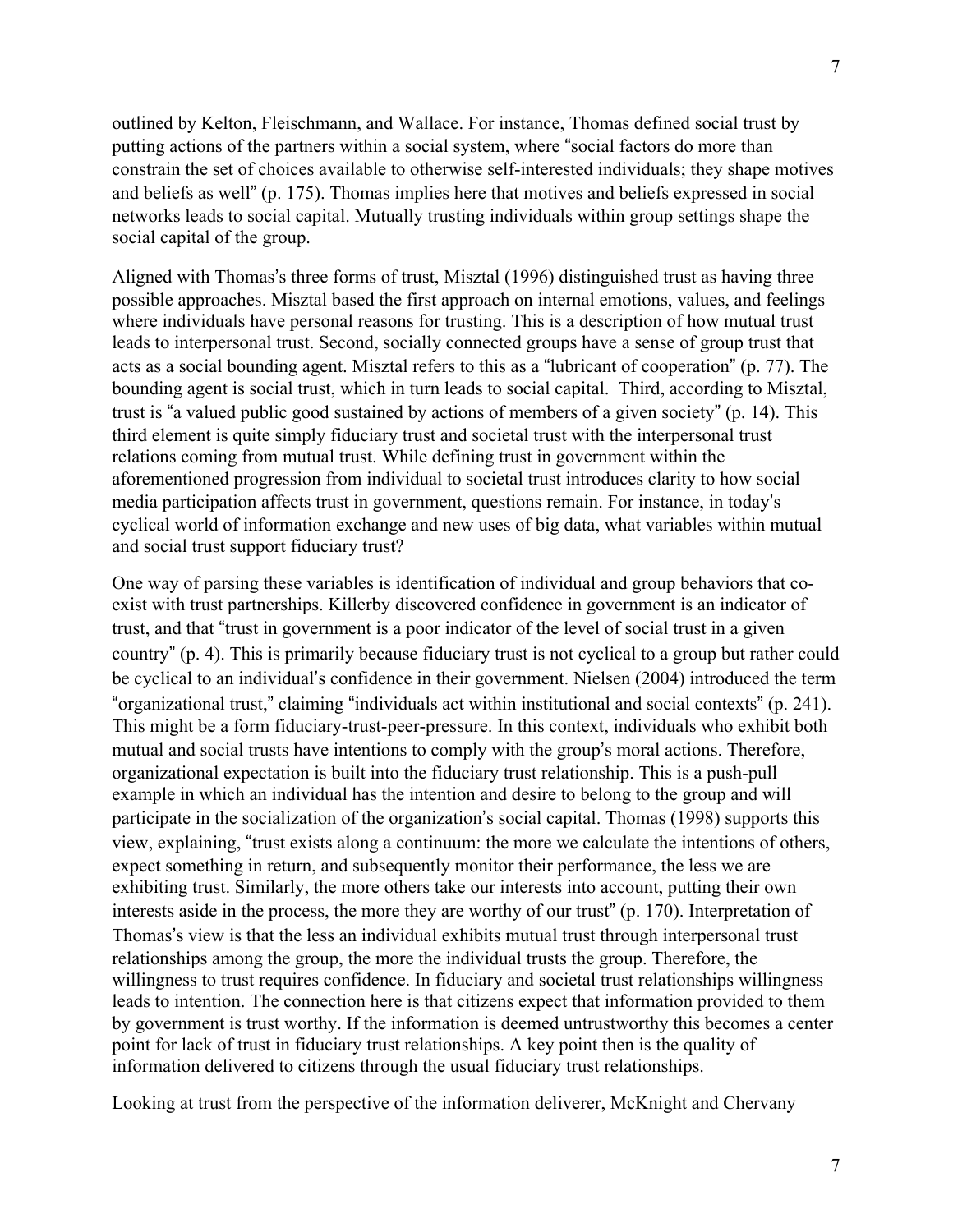outlined by Kelton, Fleischmann, and Wallace. For instance, Thomas defined social trust by putting actions of the partners within a social system, where "social factors do more than constrain the set of choices available to otherwise self-interested individuals; they shape motives and beliefs as well" (p. 175). Thomas implies here that motives and beliefs expressed in social networks leads to social capital. Mutually trusting individuals within group settings shape the social capital of the group.

Aligned with Thomas's three forms of trust, Misztal (1996) distinguished trust as having three possible approaches. Misztal based the first approach on internal emotions, values, and feelings where individuals have personal reasons for trusting. This is a description of how mutual trust leads to interpersonal trust. Second, socially connected groups have a sense of group trust that acts as a social bounding agent. Misztal refers to this as a "lubricant of cooperation" (p. 77). The bounding agent is social trust, which in turn leads to social capital. Third, according to Misztal, trust is "a valued public good sustained by actions of members of a given society" (p. 14). This third element is quite simply fiduciary trust and societal trust with the interpersonal trust relations coming from mutual trust. While defining trust in government within the aforementioned progression from individual to societal trust introduces clarity to how social media participation affects trust in government, questions remain. For instance, in today's cyclical world of information exchange and new uses of big data, what variables within mutual and social trust support fiduciary trust?

One way of parsing these variables is identification of individual and group behaviors that co-exist with trust partnerships. Killerby discovered confidence in government is an indicator of trust, and that "trust in government is a poor indicator of the level of social trust in a given country" (p. 4). This is primarily because fiduciary trust is not cyclical to a group but rather could be cyclical to an individual's confidence in their government. Nielsen (2004) introduced the term "organizational trust," claiming "individuals act within institutional and social contexts" (p. 241). This might be a form fiduciary-trust-peer-pressure. In this context, individuals who exhibit both mutual and social trusts have intentions to comply with the group's moral actions. Therefore, organizational expectation is built into the fiduciary trust relationship. This is a push-pull example in which an individual has the intention and desire to belong to the group and will participate in the socialization of the organization's social capital. Thomas (1998) supports this view, explaining, "trust exists along a continuum: the more we calculate the intentions of others, expect something in return, and subsequently monitor their performance, the less we are exhibiting trust. Similarly, the more others take our interests into account, putting their own interests aside in the process, the more they are worthy of our trust" (p. 170). Interpretation of Thomas's view is that the less an individual exhibits mutual trust through interpersonal trust relationships among the group, the more the individual trusts the group. Therefore, the willingness to trust requires confidence. In fiduciary and societal trust relationships willingness leads to intention. The connection here is that citizens expect that information provided to them by government is trust worthy. If the information is deemed untrustworthy this becomes a center point for lack of trust in fiduciary trust relationships. A key point then is the quality of information delivered to citizens through the usual fiduciary trust relationships.

Looking at trust from the perspective of the information deliverer, McKnight and Chervany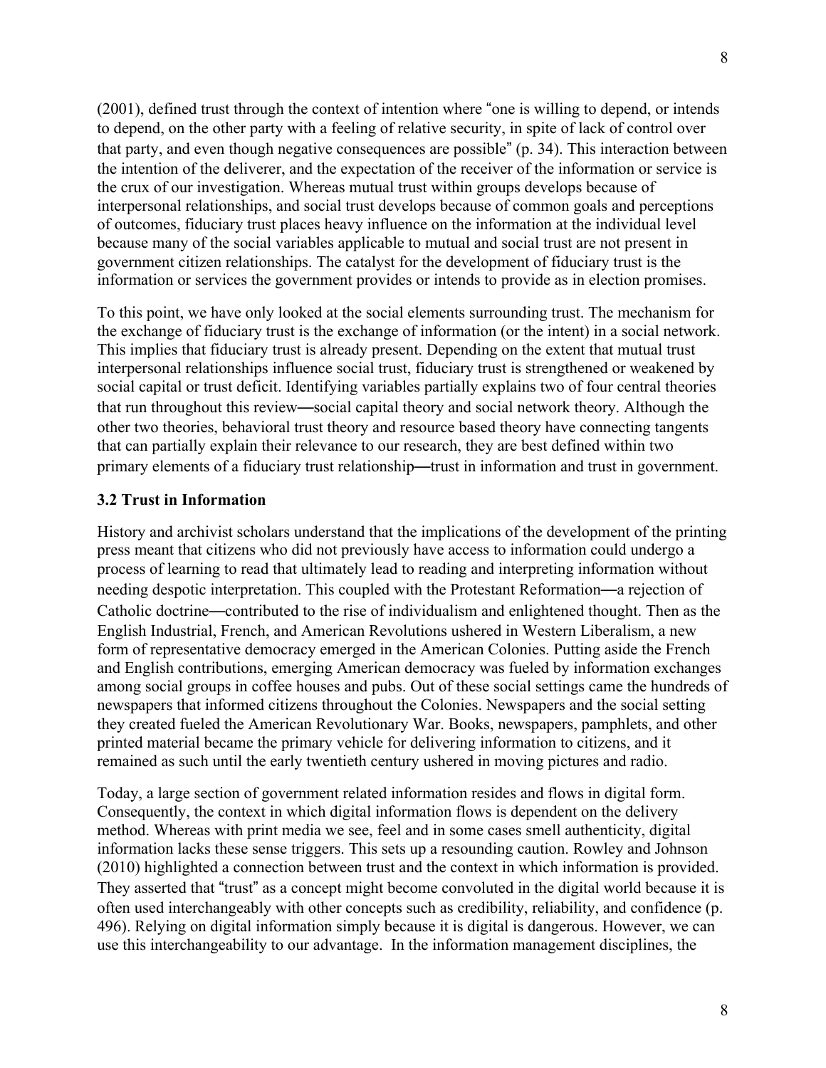(2001), defined trust through the context of intention where "one is willing to depend, or intends to depend, on the other party with a feeling of relative security, in spite of lack of control over that party, and even though negative consequences are possible" (p. 34). This interaction between the intention of the deliverer, and the expectation of the receiver of the information or service is the crux of our investigation. Whereas mutual trust within groups develops because of interpersonal relationships, and social trust develops because of common goals and perceptions of outcomes, fiduciary trust places heavy influence on the information at the individual level because many of the social variables applicable to mutual and social trust are not present in government citizen relationships. The catalyst for the development of fiduciary trust is the information or services the government provides or intends to provide as in election promises.

To this point, we have only looked at the social elements surrounding trust. The mechanism for the exchange of fiduciary trust is the exchange of information (or the intent) in a social network. This implies that fiduciary trust is already present. Depending on the extent that mutual trust interpersonal relationships influence social trust, fiduciary trust is strengthened or weakened by social capital or trust deficit. Identifying variables partially explains two of four central theories that run throughout this review—social capital theory and social network theory. Although the other two theories, behavioral trust theory and resource based theory have connecting tangents that can partially explain their relevance to our research, they are best defined within two primary elements of a fiduciary trust relationship—trust in information and trust in government.

### 3.2 Trust in Information

History and archivist scholars understand that the implications of the development of the printing press meant that citizens who did not previously have access to information could undergo a process of learning to read that ultimately lead to reading and interpreting information without needing despotic interpretation. This coupled with the Protestant Reformation—a rejection of Catholic doctrine—contributed to the rise of individualism and enlightened thought. Then as the English Industrial, French, and American Revolutions ushered in Western Liberalism, a new form of representative democracy emerged in the American Colonies. Putting aside the French and English contributions, emerging American democracy was fueled by information exchanges among social groups in coffee houses and pubs. Out of these social settings came the hundreds of newspapers that informed citizens throughout the Colonies. Newspapers and the social setting they created fueled the American Revolutionary War. Books, newspapers, pamphlets, and other printed material became the primary vehicle for delivering information to citizens, and it remained as such until the early twentieth century ushered in moving pictures and radio.

Today, a large section of government related information resides and flows in digital form. Consequently, the context in which digital information flows is dependent on the delivery method. Whereas with print media we see, feel and in some cases smell authenticity, digital information lacks these sense triggers. This sets up a resounding caution. Rowley and Johnson (2010) highlighted a connection between trust and the context in which information is provided. They asserted that "trust" as a concept might become convoluted in the digital world because it is often used interchangeably with other concepts such as credibility, reliability, and confidence (p. 496). Relying on digital information simply because it is digital is dangerous. However, we can use this interchangeability to our advantage. In the information management disciplines, the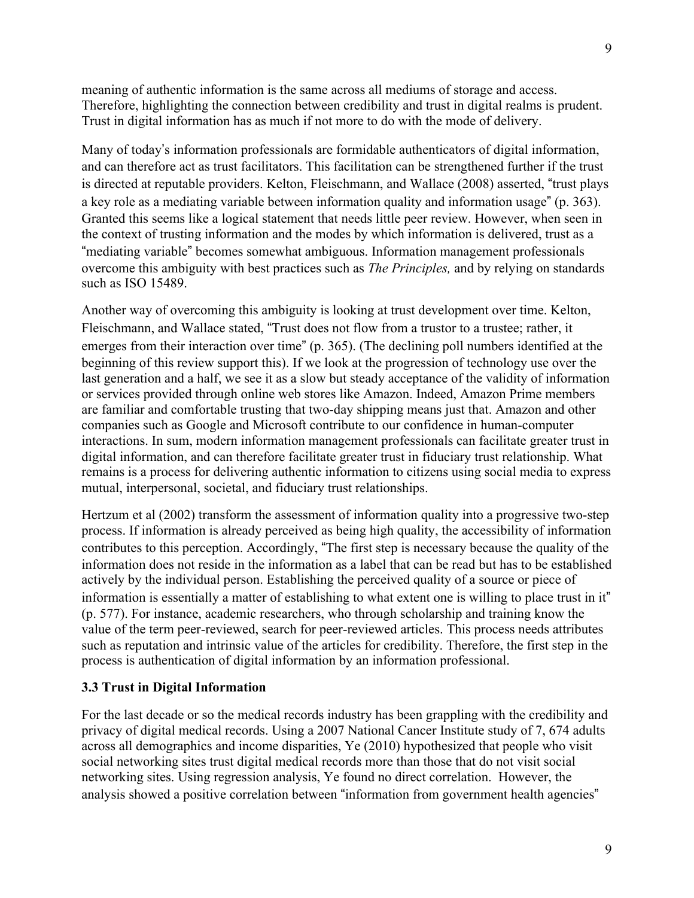meaning of authentic information is the same across all mediums of storage and access. Therefore, highlighting the connection between credibility and trust in digital realms is prudent. Trust in digital information has as much if not more to do with the mode of delivery.

Many of today's information professionals are formidable authenticators of digital information, and can therefore act as trust facilitators. This facilitation can be strengthened further if the trust is directed at reputable providers. Kelton, Fleischmann, and Wallace (2008) asserted, "trust plays a key role as a mediating variable between information quality and information usage" (p. 363). Granted this seems like a logical statement that needs little peer review. However, when seen in the context of trusting information and the modes by which information is delivered, trust as a "mediating variable" becomes somewhat ambiguous. Information management professionals overcome this ambiguity with best practices such as *The Principles,* and by relying on standards such as ISO 15489.

Another way of overcoming this ambiguity is looking at trust development over time. Kelton, Fleischmann, and Wallace stated, "Trust does not flow from a trustor to a trustee; rather, it emerges from their interaction over time" (p. 365). (The declining poll numbers identified at the beginning of this review support this). If we look at the progression of technology use over the last generation and a half, we see it as a slow but steady acceptance of the validity of information or services provided through online web stores like Amazon. Indeed, Amazon Prime members are familiar and comfortable trusting that two-day shipping means just that. Amazon and other companies such as Google and Microsoft contribute to our confidence in human-computer interactions. In sum, modern information management professionals can facilitate greater trust in digital information, and can therefore facilitate greater trust in fiduciary trust relationship. What remains is a process for delivering authentic information to citizens using social media to express mutual, interpersonal, societal, and fiduciary trust relationships.

Hertzum et al (2002) transform the assessment of information quality into a progressive two-step process. If information is already perceived as being high quality, the accessibility of information contributes to this perception. Accordingly, "The first step is necessary because the quality of the information does not reside in the information as a label that can be read but has to be established actively by the individual person. Establishing the perceived quality of a source or piece of information is essentially a matter of establishing to what extent one is willing to place trust in it" (p. 577). For instance, academic researchers, who through scholarship and training know the value of the term peer-reviewed, search for peer-reviewed articles. This process needs attributes such as reputation and intrinsic value of the articles for credibility. Therefore, the first step in the process is authentication of digital information by an information professional.

### 3.3 Trust in Digital Information

For the last decade or so the medical records industry has been grappling with the credibility and privacy of digital medical records. Using a 2007 National Cancer Institute study of 7, 674 adults across all demographics and income disparities, Ye (2010) hypothesized that people who visit social networking sites trust digital medical records more than those that do not visit social networking sites. Using regression analysis, Ye found no direct correlation. However, the analysis showed a positive correlation between "information from government health agencies"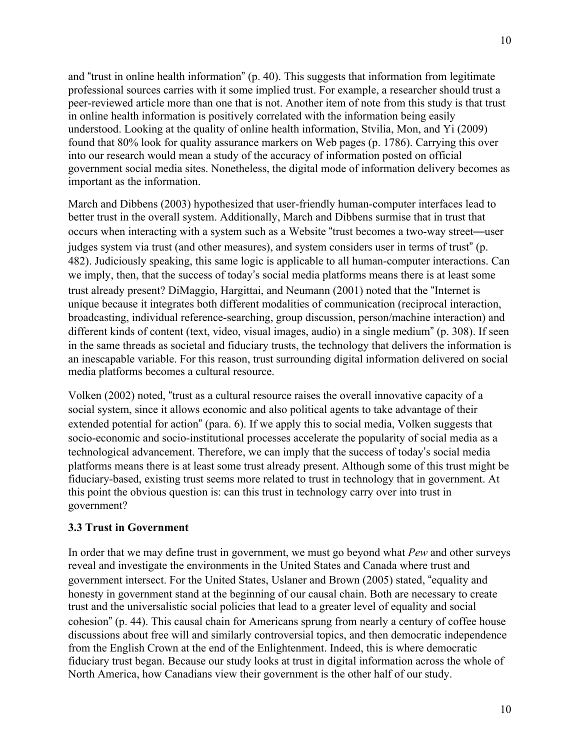and “trust in online health information” (p. 40). This suggests that information from legitimate professional sources carries with it some implied trust. For example, a researcher should trust a peer-reviewed article more than one that is not. Another item of note from this study is that trust in online health information is positively correlated with the information being easily understood. Looking at the quality of online health information, Stvilia, Mon, and Yi (2009) found that 80% look for quality assurance markers on Web pages (p. 1786). Carrying this over into our research would mean a study of the accuracy of information posted on official government social media sites. Nonetheless, the digital mode of information delivery becomes as important as the information.

March and Dibbens (2003) hypothesized that user-friendly human-computer interfaces lead to better trust in the overall system. Additionally, March and Dibbens surmise that in trust that occurs when interacting with a system such as a Website “trust becomes a two-way street—user judges system via trust (and other measures), and system considers user in terms of trust” (p. 482). Judiciously speaking, this same logic is applicable to all human-computer interactions. Can we imply, then, that the success of today’s social media platforms means there is at least some trust already present? DiMaggio, Hargittai, and Neumann (2001) noted that the “Internet is unique because it integrates both different modalities of communication (reciprocal interaction, broadcasting, individual reference-searching, group discussion, person/machine interaction) and different kinds of content (text, video, visual images, audio) in a single medium” (p. 308). If seen in the same threads as societal and fiduciary trusts, the technology that delivers the information is an inescapable variable. For this reason, trust surrounding digital information delivered on social media platforms becomes a cultural resource.

Volken (2002) noted, “trust as a cultural resource raises the overall innovative capacity of a social system, since it allows economic and also political agents to take advantage of their extended potential for action” (para. 6). If we apply this to social media, Volken suggests that socio-economic and socio-institutional processes accelerate the popularity of social media as a technological advancement. Therefore, we can imply that the success of today’s social media platforms means there is at least some trust already present. Although some of this trust might be fiduciary-based, existing trust seems more related to trust in technology that in government. At this point the obvious question is: can this trust in technology carry over into trust in government?

### 3.3 Trust in Government

In order that we may define trust in government, we must go beyond what *Pew* and other surveys reveal and investigate the environments in the United States and Canada where trust and government intersect. For the United States, Uslaner and Brown (2005) stated, “equality and honesty in government stand at the beginning of our causal chain. Both are necessary to create trust and the universalistic social policies that lead to a greater level of equality and social cohesion” (p. 44). This causal chain for Americans sprung from nearly a century of coffee house discussions about free will and similarly controversial topics, and then democratic independence from the English Crown at the end of the Enlightenment. Indeed, this is where democratic fiduciary trust began. Because our study looks at trust in digital information across the whole of North America, how Canadians view their government is the other half of our study.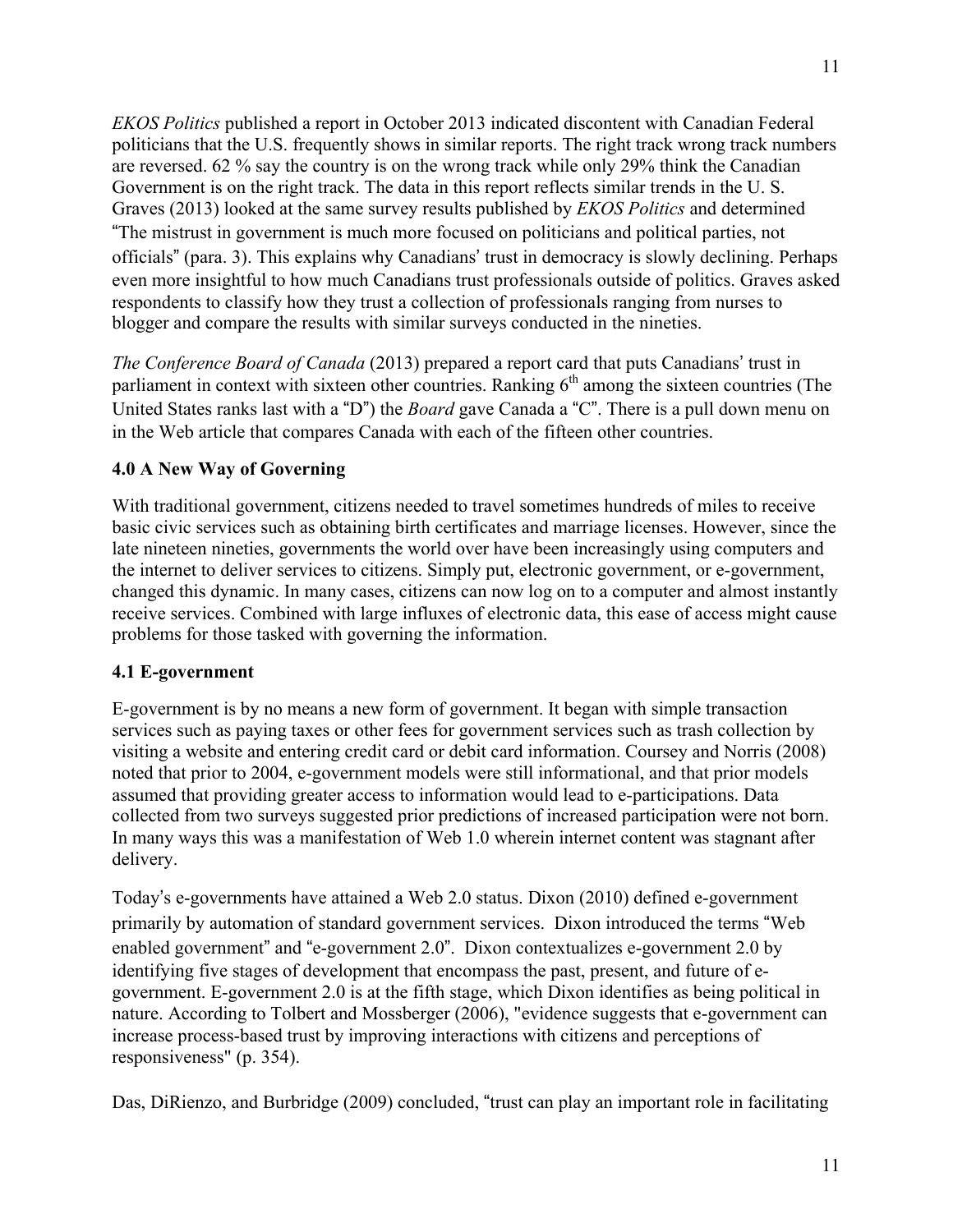*EKOS Politics* published a report in October 2013 indicated discontent with Canadian Federal politicians that the U.S. frequently shows in similar reports. The right track wrong track numbers are reversed. 62 % say the country is on the wrong track while only 29% think the Canadian Government is on the right track. The data in this report reflects similar trends in the U. S. Graves (2013) looked at the same survey results published by *EKOS Politics* and determined "The mistrust in government is much more focused on politicians and political parties, not officials" (para. 3). This explains why Canadians' trust in democracy is slowly declining. Perhaps even more insightful to how much Canadians trust professionals outside of politics. Graves asked respondents to classify how they trust a collection of professionals ranging from nurses to blogger and compare the results with similar surveys conducted in the nineties.

*The Conference Board of Canada* (2013) prepared a report card that puts Canadians' trust in parliament in context with sixteen other countries. Ranking 6th among the sixteen countries (The United States ranks last with a "D") the *Board* gave Canada a "C". There is a pull down menu on in the Web article that compares Canada with each of the fifteen other countries.

## 4.0 A New Way of Governing

With traditional government, citizens needed to travel sometimes hundreds of miles to receive basic civic services such as obtaining birth certificates and marriage licenses. However, since the late nineteen nineties, governments the world over have been increasingly using computers and the internet to deliver services to citizens. Simply put, electronic government, or e-government, changed this dynamic. In many cases, citizens can now log on to a computer and almost instantly receive services. Combined with large influxes of electronic data, this ease of access might cause problems for those tasked with governing the information.

### 4.1 E-government

E-government is by no means a new form of government. It began with simple transaction services such as paying taxes or other fees for government services such as trash collection by visiting a website and entering credit card or debit card information. Coursey and Norris (2008) noted that prior to 2004, e-government models were still informational, and that prior models assumed that providing greater access to information would lead to e-participations. Data collected from two surveys suggested prior predictions of increased participation were not born. In many ways this was a manifestation of Web 1.0 wherein internet content was stagnant after delivery.

Today's e-governments have attained a Web 2.0 status. Dixon (2010) defined e-government primarily by automation of standard government services. Dixon introduced the terms "Web enabled government" and "e-government 2.0". Dixon contextualizes e-government 2.0 by identifying five stages of development that encompass the past, present, and future of e-government. E-government 2.0 is at the fifth stage, which Dixon identifies as being political in nature. According to Tolbert and Mossberger (2006), "evidence suggests that e-government can increase process-based trust by improving interactions with citizens and perceptions of responsiveness" (p. 354).

Das, DiRienzo, and Burbridge (2009) concluded, "trust can play an important role in facilitating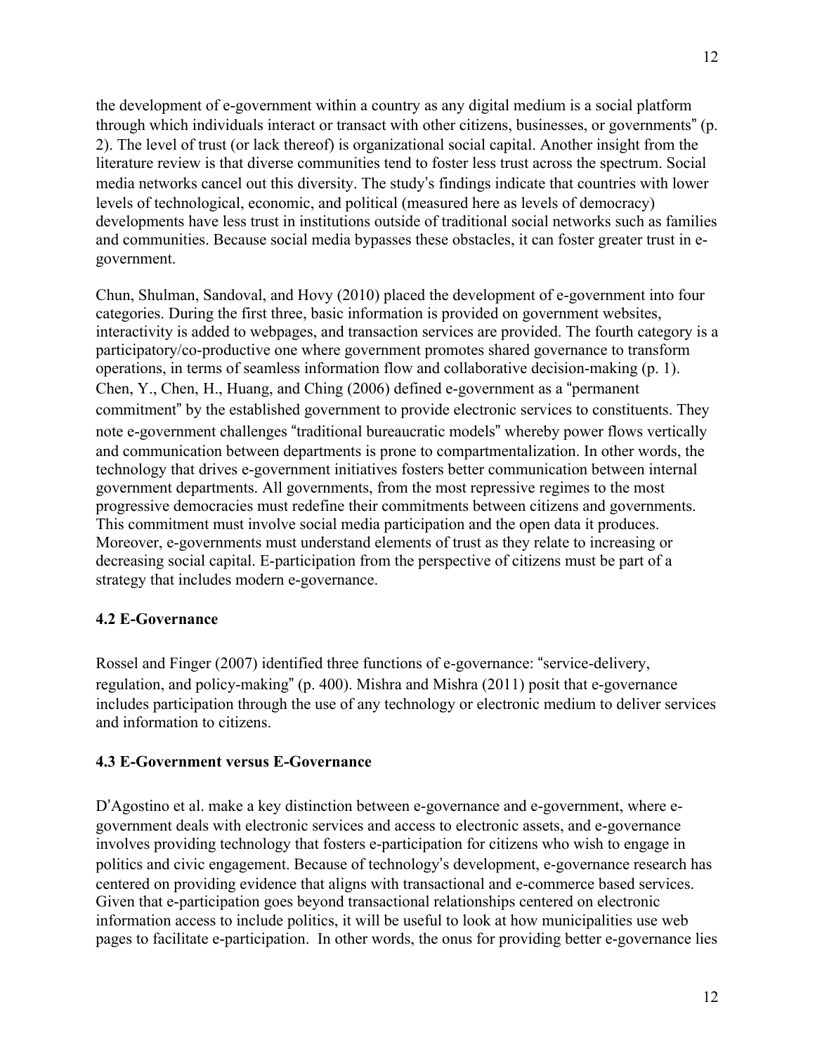the development of e-government within a country as any digital medium is a social platform through which individuals interact or transact with other citizens, businesses, or governments" (p. 2). The level of trust (or lack thereof) is organizational social capital. Another insight from the literature review is that diverse communities tend to foster less trust across the spectrum. Social media networks cancel out this diversity. The study's findings indicate that countries with lower levels of technological, economic, and political (measured here as levels of democracy) developments have less trust in institutions outside of traditional social networks such as families and communities. Because social media bypasses these obstacles, it can foster greater trust in e-government.

Chun, Shulman, Sandoval, and Hovy (2010) placed the development of e-government into four categories. During the first three, basic information is provided on government websites, interactivity is added to webpages, and transaction services are provided. The fourth category is a participatory/co-productive one where government promotes shared governance to transform operations, in terms of seamless information flow and collaborative decision-making (p. 1). Chen, Y., Chen, H., Huang, and Ching (2006) defined e-government as a "permanent commitment" by the established government to provide electronic services to constituents. They note e-government challenges "traditional bureaucratic models" whereby power flows vertically and communication between departments is prone to compartmentalization. In other words, the technology that drives e-government initiatives fosters better communication between internal government departments. All governments, from the most repressive regimes to the most progressive democracies must redefine their commitments between citizens and governments. This commitment must involve social media participation and the open data it produces. Moreover, e-governments must understand elements of trust as they relate to increasing or decreasing social capital. E-participation from the perspective of citizens must be part of a strategy that includes modern e-governance.

### 4.2 E-Governance

Rossel and Finger (2007) identified three functions of e-governance: "service-delivery, regulation, and policy-making" (p. 400). Mishra and Mishra (2011) posit that e-governance includes participation through the use of any technology or electronic medium to deliver services and information to citizens.

### 4.3 E-Government versus E-Governance

D'Agostino et al. make a key distinction between e-governance and e-government, where e-government deals with electronic services and access to electronic assets, and e-governance involves providing technology that fosters e-participation for citizens who wish to engage in politics and civic engagement. Because of technology's development, e-governance research has centered on providing evidence that aligns with transactional and e-commerce based services. Given that e-participation goes beyond transactional relationships centered on electronic information access to include politics, it will be useful to look at how municipalities use web pages to facilitate e-participation. In other words, the onus for providing better e-governance lies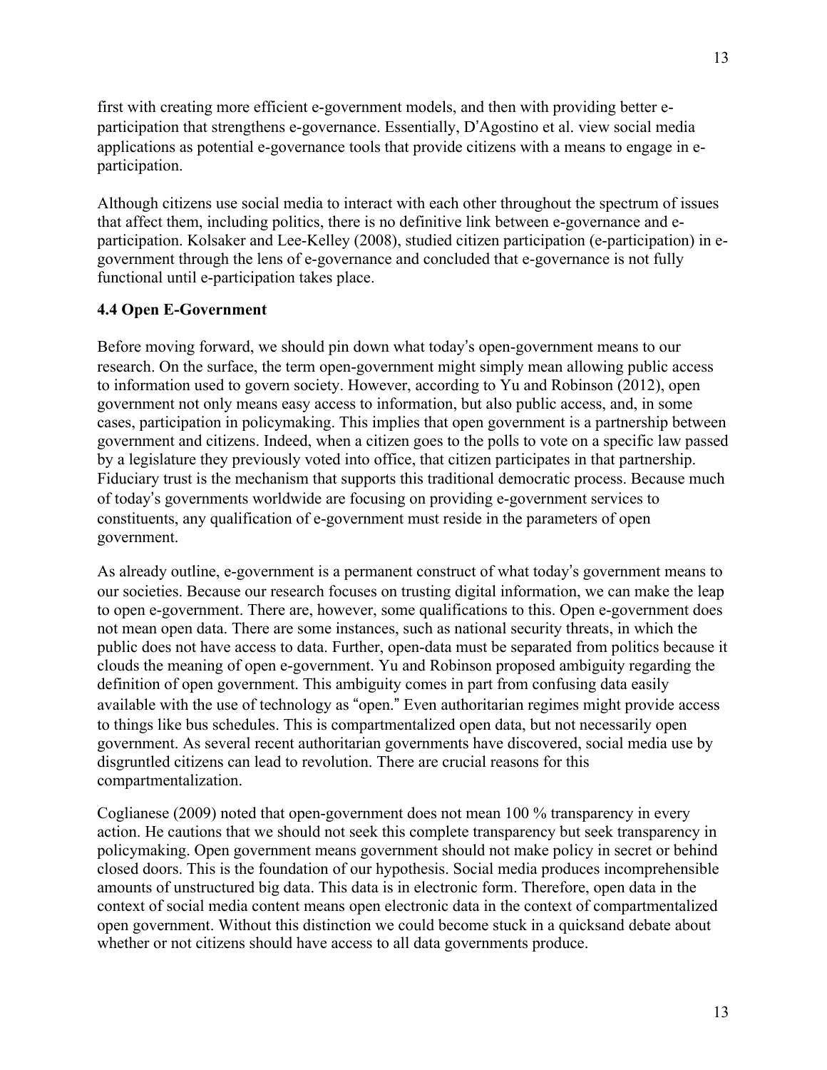first with creating more efficient e-government models, and then with providing better e-participation that strengthens e-governance. Essentially, D'Agostino et al. view social media applications as potential e-governance tools that provide citizens with a means to engage in e-participation.

Although citizens use social media to interact with each other throughout the spectrum of issues that affect them, including politics, there is no definitive link between e-governance and e-participation. Kolsaker and Lee-Kelley (2008), studied citizen participation (e-participation) in e-government through the lens of e-governance and concluded that e-governance is not fully functional until e-participation takes place.

### 4.4 Open E-Government

Before moving forward, we should pin down what today's open-government means to our research. On the surface, the term open-government might simply mean allowing public access to information used to govern society. However, according to Yu and Robinson (2012), open government not only means easy access to information, but also public access, and, in some cases, participation in policymaking. This implies that open government is a partnership between government and citizens. Indeed, when a citizen goes to the polls to vote on a specific law passed by a legislature they previously voted into office, that citizen participates in that partnership. Fiduciary trust is the mechanism that supports this traditional democratic process. Because much of today's governments worldwide are focusing on providing e-government services to constituents, any qualification of e-government must reside in the parameters of open government.

As already outline, e-government is a permanent construct of what today's government means to our societies. Because our research focuses on trusting digital information, we can make the leap to open e-government. There are, however, some qualifications to this. Open e-government does not mean open data. There are some instances, such as national security threats, in which the public does not have access to data. Further, open-data must be separated from politics because it clouds the meaning of open e-government. Yu and Robinson proposed ambiguity regarding the definition of open government. This ambiguity comes in part from confusing data easily available with the use of technology as "open." Even authoritarian regimes might provide access to things like bus schedules. This is compartmentalized open data, but not necessarily open government. As several recent authoritarian governments have discovered, social media use by disgruntled citizens can lead to revolution. There are crucial reasons for this compartmentalization.

Coglianese (2009) noted that open-government does not mean 100 % transparency in every action. He cautions that we should not seek this complete transparency but seek transparency in policymaking. Open government means government should not make policy in secret or behind closed doors. This is the foundation of our hypothesis. Social media produces incomprehensible amounts of unstructured big data. This data is in electronic form. Therefore, open data in the context of social media content means open electronic data in the context of compartmentalized open government. Without this distinction we could become stuck in a quicksand debate about whether or not citizens should have access to all data governments produce.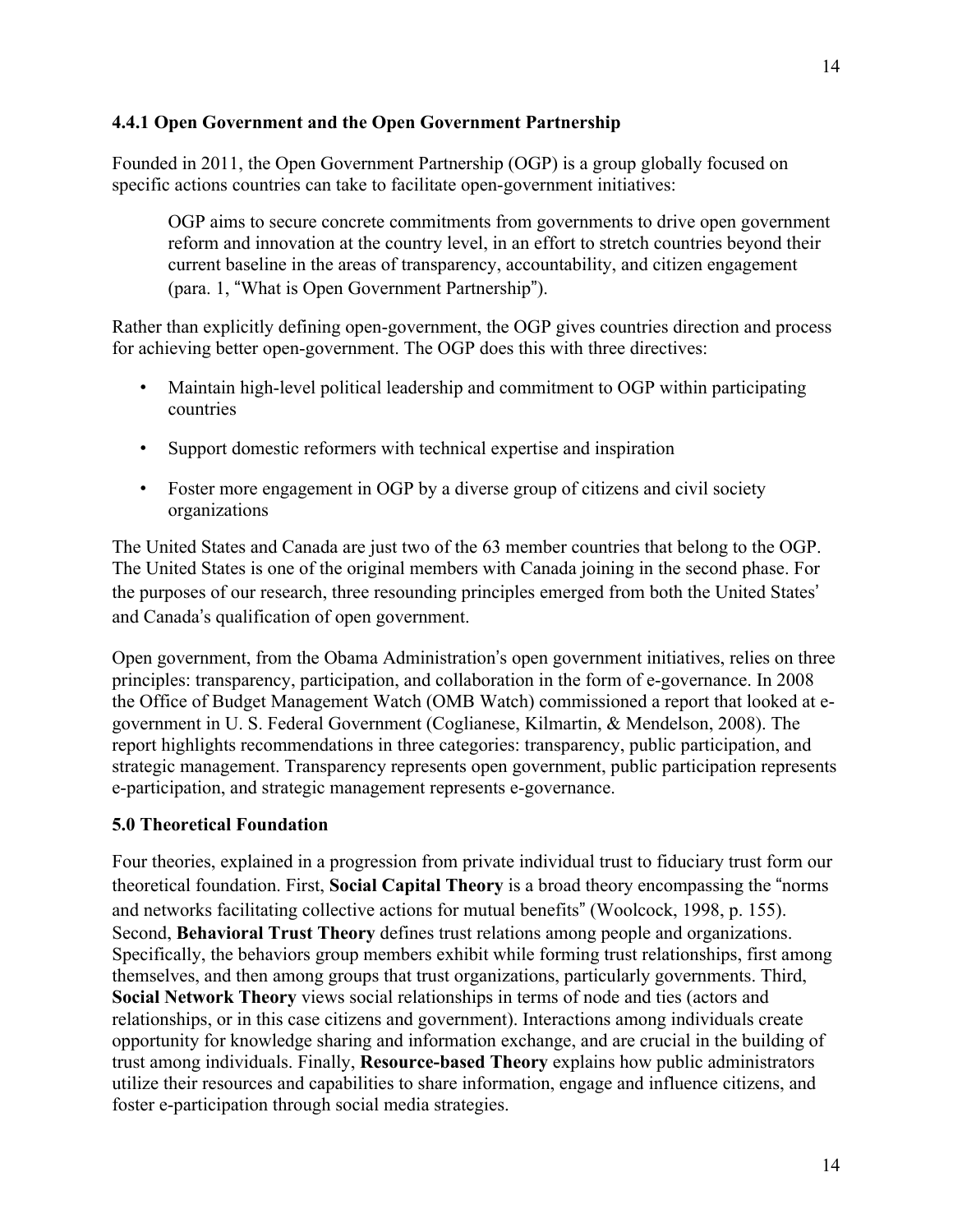### 4.4.1 Open Government and the Open Government Partnership

Founded in 2011, the Open Government Partnership (OGP) is a group globally focused on specific actions countries can take to facilitate open-government initiatives:

> OGP aims to secure concrete commitments from governments to drive open government reform and innovation at the country level, in an effort to stretch countries beyond their current baseline in the areas of transparency, accountability, and citizen engagement (para. 1, "What is Open Government Partnership").

Rather than explicitly defining open-government, the OGP gives countries direction and process for achieving better open-government. The OGP does this with three directives:

- Maintain high-level political leadership and commitment to OGP within participating countries
- Support domestic reformers with technical expertise and inspiration
- Foster more engagement in OGP by a diverse group of citizens and civil society organizations

The United States and Canada are just two of the 63 member countries that belong to the OGP. The United States is one of the original members with Canada joining in the second phase. For the purposes of our research, three resounding principles emerged from both the United States' and Canada's qualification of open government.

Open government, from the Obama Administration's open government initiatives, relies on three principles: transparency, participation, and collaboration in the form of e-governance. In 2008 the Office of Budget Management Watch (OMB Watch) commissioned a report that looked at e-government in U. S. Federal Government (Coglianese, Kilmartin, & Mendelson, 2008). The report highlights recommendations in three categories: transparency, public participation, and strategic management. Transparency represents open government, public participation represents e-participation, and strategic management represents e-governance.

## 5.0 Theoretical Foundation

Four theories, explained in a progression from private individual trust to fiduciary trust form our theoretical foundation. First, **Social Capital Theory** is a broad theory encompassing the "norms and networks facilitating collective actions for mutual benefits" (Woolcock, 1998, p. 155). Second, **Behavioral Trust Theory** defines trust relations among people and organizations. Specifically, the behaviors group members exhibit while forming trust relationships, first among themselves, and then among groups that trust organizations, particularly governments. Third, **Social Network Theory** views social relationships in terms of node and ties (actors and relationships, or in this case citizens and government). Interactions among individuals create opportunity for knowledge sharing and information exchange, and are crucial in the building of trust among individuals. Finally, **Resource-based Theory** explains how public administrators utilize their resources and capabilities to share information, engage and influence citizens, and foster e-participation through social media strategies.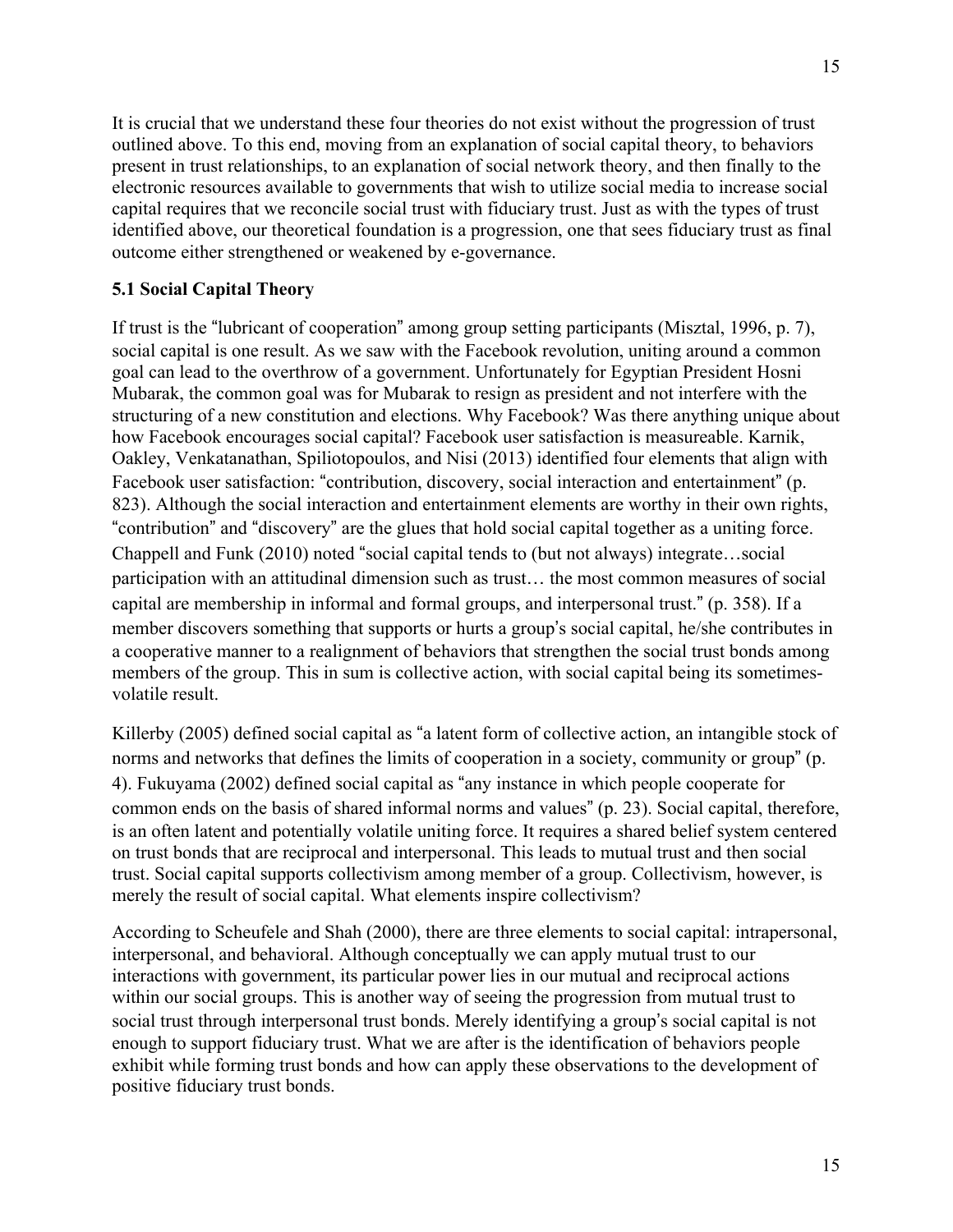It is crucial that we understand these four theories do not exist without the progression of trust outlined above. To this end, moving from an explanation of social capital theory, to behaviors present in trust relationships, to an explanation of social network theory, and then finally to the electronic resources available to governments that wish to utilize social media to increase social capital requires that we reconcile social trust with fiduciary trust. Just as with the types of trust identified above, our theoretical foundation is a progression, one that sees fiduciary trust as final outcome either strengthened or weakened by e-governance.

### 5.1 Social Capital Theory

If trust is the "lubricant of cooperation" among group setting participants (Misztal, 1996, p. 7), social capital is one result. As we saw with the Facebook revolution, uniting around a common goal can lead to the overthrow of a government. Unfortunately for Egyptian President Hosni Mubarak, the common goal was for Mubarak to resign as president and not interfere with the structuring of a new constitution and elections. Why Facebook? Was there anything unique about how Facebook encourages social capital? Facebook user satisfaction is measureable. Karnik, Oakley, Venkatanathan, Spiliotopoulos, and Nisi (2013) identified four elements that align with Facebook user satisfaction: "contribution, discovery, social interaction and entertainment" (p. 823). Although the social interaction and entertainment elements are worthy in their own rights, "contribution" and "discovery" are the glues that hold social capital together as a uniting force. Chappell and Funk (2010) noted "social capital tends to (but not always) integrate…social participation with an attitudinal dimension such as trust… the most common measures of social capital are membership in informal and formal groups, and interpersonal trust." (p. 358). If a member discovers something that supports or hurts a group's social capital, he/she contributes in a cooperative manner to a realignment of behaviors that strengthen the social trust bonds among members of the group. This in sum is collective action, with social capital being its sometimes-volatile result.

Killerby (2005) defined social capital as "a latent form of collective action, an intangible stock of norms and networks that defines the limits of cooperation in a society, community or group" (p. 4). Fukuyama (2002) defined social capital as "any instance in which people cooperate for common ends on the basis of shared informal norms and values" (p. 23). Social capital, therefore, is an often latent and potentially volatile uniting force. It requires a shared belief system centered on trust bonds that are reciprocal and interpersonal. This leads to mutual trust and then social trust. Social capital supports collectivism among member of a group. Collectivism, however, is merely the result of social capital. What elements inspire collectivism?

According to Scheufele and Shah (2000), there are three elements to social capital: intrapersonal, interpersonal, and behavioral. Although conceptually we can apply mutual trust to our interactions with government, its particular power lies in our mutual and reciprocal actions within our social groups. This is another way of seeing the progression from mutual trust to social trust through interpersonal trust bonds. Merely identifying a group's social capital is not enough to support fiduciary trust. What we are after is the identification of behaviors people exhibit while forming trust bonds and how can apply these observations to the development of positive fiduciary trust bonds.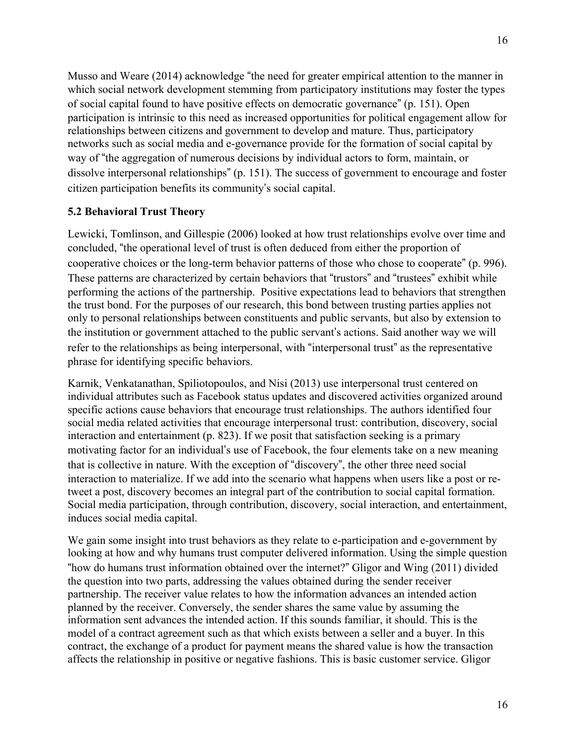Musso and Weare (2014) acknowledge "the need for greater empirical attention to the manner in which social network development stemming from participatory institutions may foster the types of social capital found to have positive effects on democratic governance" (p. 151). Open participation is intrinsic to this need as increased opportunities for political engagement allow for relationships between citizens and government to develop and mature. Thus, participatory networks such as social media and e-governance provide for the formation of social capital by way of "the aggregation of numerous decisions by individual actors to form, maintain, or dissolve interpersonal relationships" (p. 151). The success of government to encourage and foster citizen participation benefits its community's social capital.

### 5.2 Behavioral Trust Theory

Lewicki, Tomlinson, and Gillespie (2006) looked at how trust relationships evolve over time and concluded, "the operational level of trust is often deduced from either the proportion of cooperative choices or the long-term behavior patterns of those who chose to cooperate" (p. 996). These patterns are characterized by certain behaviors that "trustors" and "trustees" exhibit while performing the actions of the partnership. Positive expectations lead to behaviors that strengthen the trust bond. For the purposes of our research, this bond between trusting parties applies not only to personal relationships between constituents and public servants, but also by extension to the institution or government attached to the public servant's actions. Said another way we will refer to the relationships as being interpersonal, with "interpersonal trust" as the representative phrase for identifying specific behaviors.

Karnik, Venkatanathan, Spiliotopoulos, and Nisi (2013) use interpersonal trust centered on individual attributes such as Facebook status updates and discovered activities organized around specific actions cause behaviors that encourage trust relationships. The authors identified four social media related activities that encourage interpersonal trust: contribution, discovery, social interaction and entertainment (p. 823). If we posit that satisfaction seeking is a primary motivating factor for an individual's use of Facebook, the four elements take on a new meaning that is collective in nature. With the exception of "discovery", the other three need social interaction to materialize. If we add into the scenario what happens when users like a post or re-tweet a post, discovery becomes an integral part of the contribution to social capital formation. Social media participation, through contribution, discovery, social interaction, and entertainment, induces social media capital.

We gain some insight into trust behaviors as they relate to e-participation and e-government by looking at how and why humans trust computer delivered information. Using the simple question "how do humans trust information obtained over the internet?" Gligor and Wing (2011) divided the question into two parts, addressing the values obtained during the sender receiver partnership. The receiver value relates to how the information advances an intended action planned by the receiver. Conversely, the sender shares the same value by assuming the information sent advances the intended action. If this sounds familiar, it should. This is the model of a contract agreement such as that which exists between a seller and a buyer. In this contract, the exchange of a product for payment means the shared value is how the transaction affects the relationship in positive or negative fashions. This is basic customer service. Gligor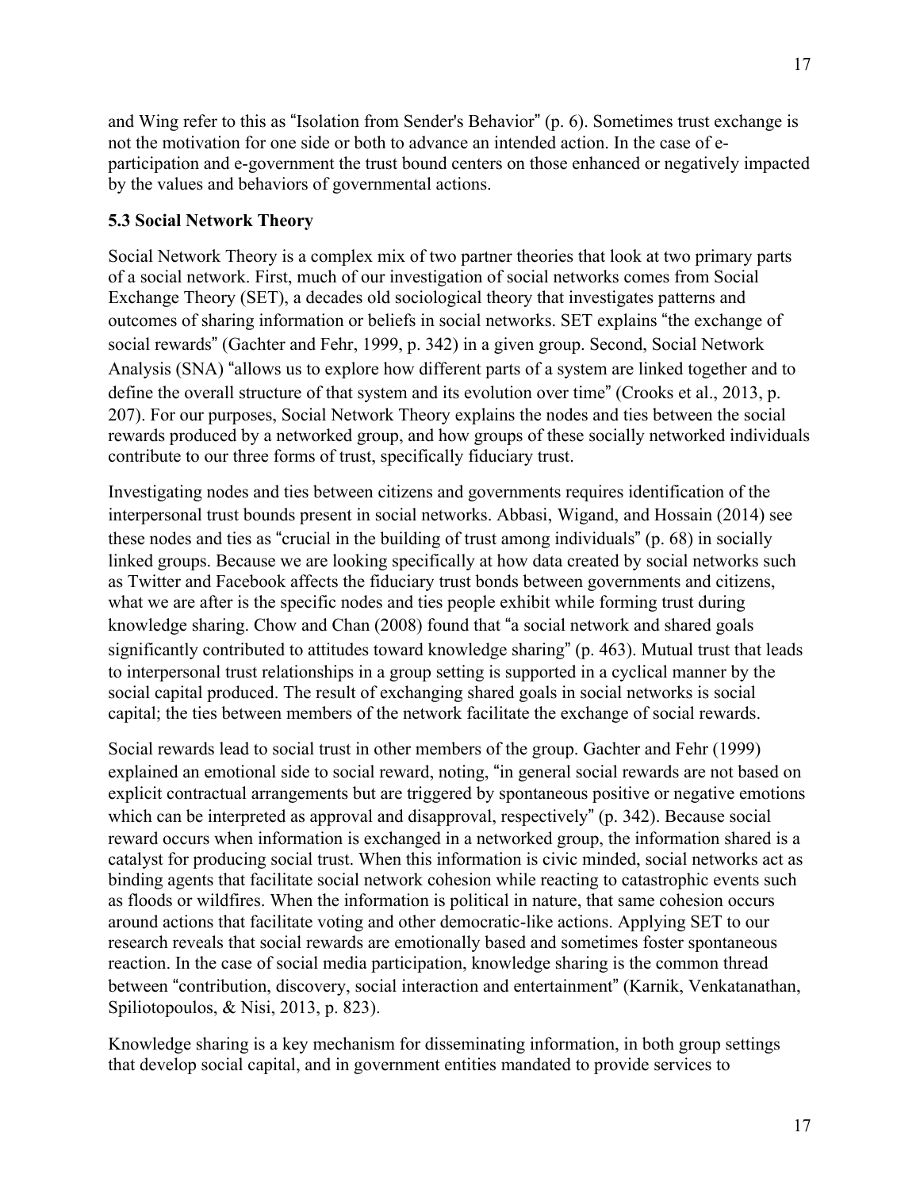and Wing refer to this as "Isolation from Sender's Behavior" (p. 6). Sometimes trust exchange is not the motivation for one side or both to advance an intended action. In the case of e-participation and e-government the trust bound centers on those enhanced or negatively impacted by the values and behaviors of governmental actions.

**5.3 Social Network Theory**

Social Network Theory is a complex mix of two partner theories that look at two primary parts of a social network. First, much of our investigation of social networks comes from Social Exchange Theory (SET), a decades old sociological theory that investigates patterns and outcomes of sharing information or beliefs in social networks. SET explains "the exchange of social rewards" (Gachter and Fehr, 1999, p. 342) in a given group. Second, Social Network Analysis (SNA) "allows us to explore how different parts of a system are linked together and to define the overall structure of that system and its evolution over time" (Crooks et al., 2013, p. 207). For our purposes, Social Network Theory explains the nodes and ties between the social rewards produced by a networked group, and how groups of these socially networked individuals contribute to our three forms of trust, specifically fiduciary trust.

Investigating nodes and ties between citizens and governments requires identification of the interpersonal trust bounds present in social networks. Abbasi, Wigand, and Hossain (2014) see these nodes and ties as "crucial in the building of trust among individuals" (p. 68) in socially linked groups. Because we are looking specifically at how data created by social networks such as Twitter and Facebook affects the fiduciary trust bonds between governments and citizens, what we are after is the specific nodes and ties people exhibit while forming trust during knowledge sharing. Chow and Chan (2008) found that "a social network and shared goals significantly contributed to attitudes toward knowledge sharing" (p. 463). Mutual trust that leads to interpersonal trust relationships in a group setting is supported in a cyclical manner by the social capital produced. The result of exchanging shared goals in social networks is social capital; the ties between members of the network facilitate the exchange of social rewards.

Social rewards lead to social trust in other members of the group. Gachter and Fehr (1999) explained an emotional side to social reward, noting, "in general social rewards are not based on explicit contractual arrangements but are triggered by spontaneous positive or negative emotions which can be interpreted as approval and disapproval, respectively" (p. 342). Because social reward occurs when information is exchanged in a networked group, the information shared is a catalyst for producing social trust. When this information is civic minded, social networks act as binding agents that facilitate social network cohesion while reacting to catastrophic events such as floods or wildfires. When the information is political in nature, that same cohesion occurs around actions that facilitate voting and other democratic-like actions. Applying SET to our research reveals that social rewards are emotionally based and sometimes foster spontaneous reaction. In the case of social media participation, knowledge sharing is the common thread between "contribution, discovery, social interaction and entertainment" (Karnik, Venkatanathan, Spiliotopoulos, & Nisi, 2013, p. 823).

Knowledge sharing is a key mechanism for disseminating information, in both group settings that develop social capital, and in government entities mandated to provide services to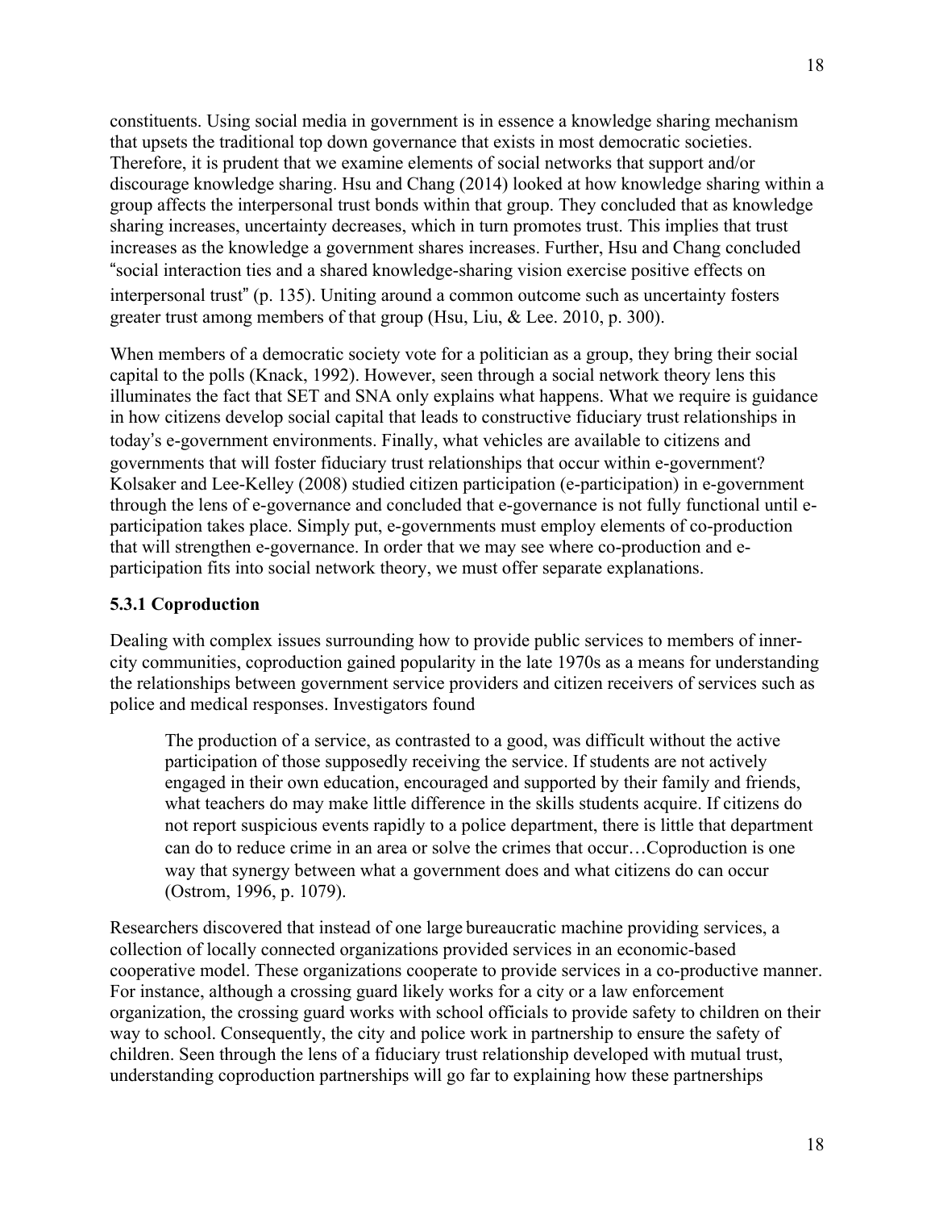constituents. Using social media in government is in essence a knowledge sharing mechanism that upsets the traditional top down governance that exists in most democratic societies. Therefore, it is prudent that we examine elements of social networks that support and/or discourage knowledge sharing. Hsu and Chang (2014) looked at how knowledge sharing within a group affects the interpersonal trust bonds within that group. They concluded that as knowledge sharing increases, uncertainty decreases, which in turn promotes trust. This implies that trust increases as the knowledge a government shares increases. Further, Hsu and Chang concluded "social interaction ties and a shared knowledge-sharing vision exercise positive effects on interpersonal trust" (p. 135). Uniting around a common outcome such as uncertainty fosters greater trust among members of that group (Hsu, Liu, & Lee. 2010, p. 300).

When members of a democratic society vote for a politician as a group, they bring their social capital to the polls (Knack, 1992). However, seen through a social network theory lens this illuminates the fact that SET and SNA only explains what happens. What we require is guidance in how citizens develop social capital that leads to constructive fiduciary trust relationships in today's e-government environments. Finally, what vehicles are available to citizens and governments that will foster fiduciary trust relationships that occur within e-government? Kolsaker and Lee-Kelley (2008) studied citizen participation (e-participation) in e-government through the lens of e-governance and concluded that e-governance is not fully functional until e-participation takes place. Simply put, e-governments must employ elements of co-production that will strengthen e-governance. In order that we may see where co-production and e-participation fits into social network theory, we must offer separate explanations.

### 5.3.1 Coproduction

Dealing with complex issues surrounding how to provide public services to members of inner-city communities, coproduction gained popularity in the late 1970s as a means for understanding the relationships between government service providers and citizen receivers of services such as police and medical responses. Investigators found

> The production of a service, as contrasted to a good, was difficult without the active participation of those supposedly receiving the service. If students are not actively engaged in their own education, encouraged and supported by their family and friends, what teachers do may make little difference in the skills students acquire. If citizens do not report suspicious events rapidly to a police department, there is little that department can do to reduce crime in an area or solve the crimes that occur…Coproduction is one way that synergy between what a government does and what citizens do can occur (Ostrom, 1996, p. 1079).

Researchers discovered that instead of one large bureaucratic machine providing services, a collection of locally connected organizations provided services in an economic-based cooperative model. These organizations cooperate to provide services in a co-productive manner. For instance, although a crossing guard likely works for a city or a law enforcement organization, the crossing guard works with school officials to provide safety to children on their way to school. Consequently, the city and police work in partnership to ensure the safety of children. Seen through the lens of a fiduciary trust relationship developed with mutual trust, understanding coproduction partnerships will go far to explaining how these partnerships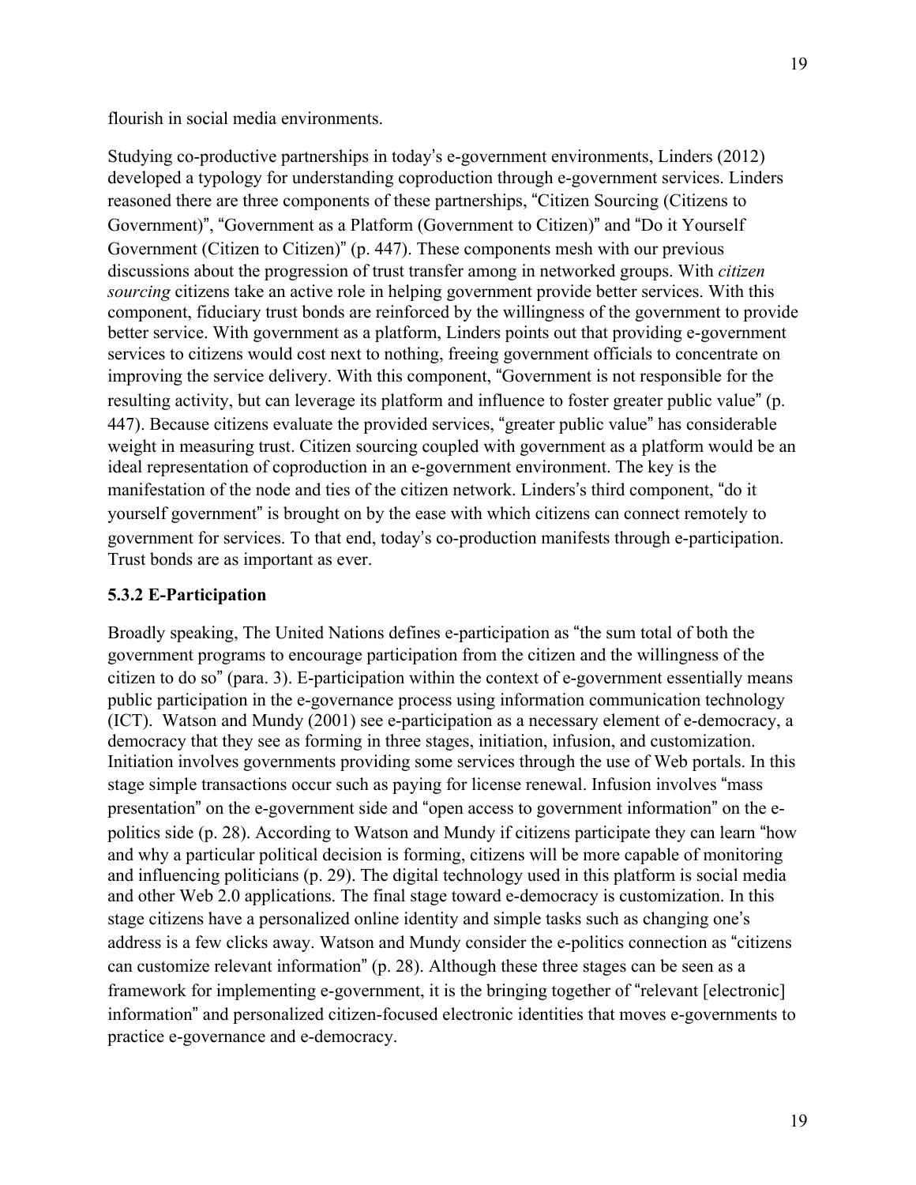flourish in social media environments.

Studying co-productive partnerships in today's e-government environments, Linders (2012) developed a typology for understanding coproduction through e-government services. Linders reasoned there are three components of these partnerships, "Citizen Sourcing (Citizens to Government)", "Government as a Platform (Government to Citizen)" and "Do it Yourself Government (Citizen to Citizen)" (p. 447). These components mesh with our previous discussions about the progression of trust transfer among in networked groups. With *citizen sourcing* citizens take an active role in helping government provide better services. With this component, fiduciary trust bonds are reinforced by the willingness of the government to provide better service. With government as a platform, Linders points out that providing e-government services to citizens would cost next to nothing, freeing government officials to concentrate on improving the service delivery. With this component, "Government is not responsible for the resulting activity, but can leverage its platform and influence to foster greater public value" (p. 447). Because citizens evaluate the provided services, "greater public value" has considerable weight in measuring trust. Citizen sourcing coupled with government as a platform would be an ideal representation of coproduction in an e-government environment. The key is the manifestation of the node and ties of the citizen network. Linders's third component, "do it yourself government" is brought on by the ease with which citizens can connect remotely to government for services. To that end, today's co-production manifests through e-participation. Trust bonds are as important as ever.

### 5.3.2 E-Participation

Broadly speaking, The United Nations defines e-participation as "the sum total of both the government programs to encourage participation from the citizen and the willingness of the citizen to do so" (para. 3). E-participation within the context of e-government essentially means public participation in the e-governance process using information communication technology (ICT). Watson and Mundy (2001) see e-participation as a necessary element of e-democracy, a democracy that they see as forming in three stages, initiation, infusion, and customization. Initiation involves governments providing some services through the use of Web portals. In this stage simple transactions occur such as paying for license renewal. Infusion involves "mass presentation" on the e-government side and "open access to government information" on the e-politics side (p. 28). According to Watson and Mundy if citizens participate they can learn "how and why a particular political decision is forming, citizens will be more capable of monitoring and influencing politicians (p. 29). The digital technology used in this platform is social media and other Web 2.0 applications. The final stage toward e-democracy is customization. In this stage citizens have a personalized online identity and simple tasks such as changing one's address is a few clicks away. Watson and Mundy consider the e-politics connection as "citizens can customize relevant information" (p. 28). Although these three stages can be seen as a framework for implementing e-government, it is the bringing together of "relevant [electronic] information" and personalized citizen-focused electronic identities that moves e-governments to practice e-governance and e-democracy.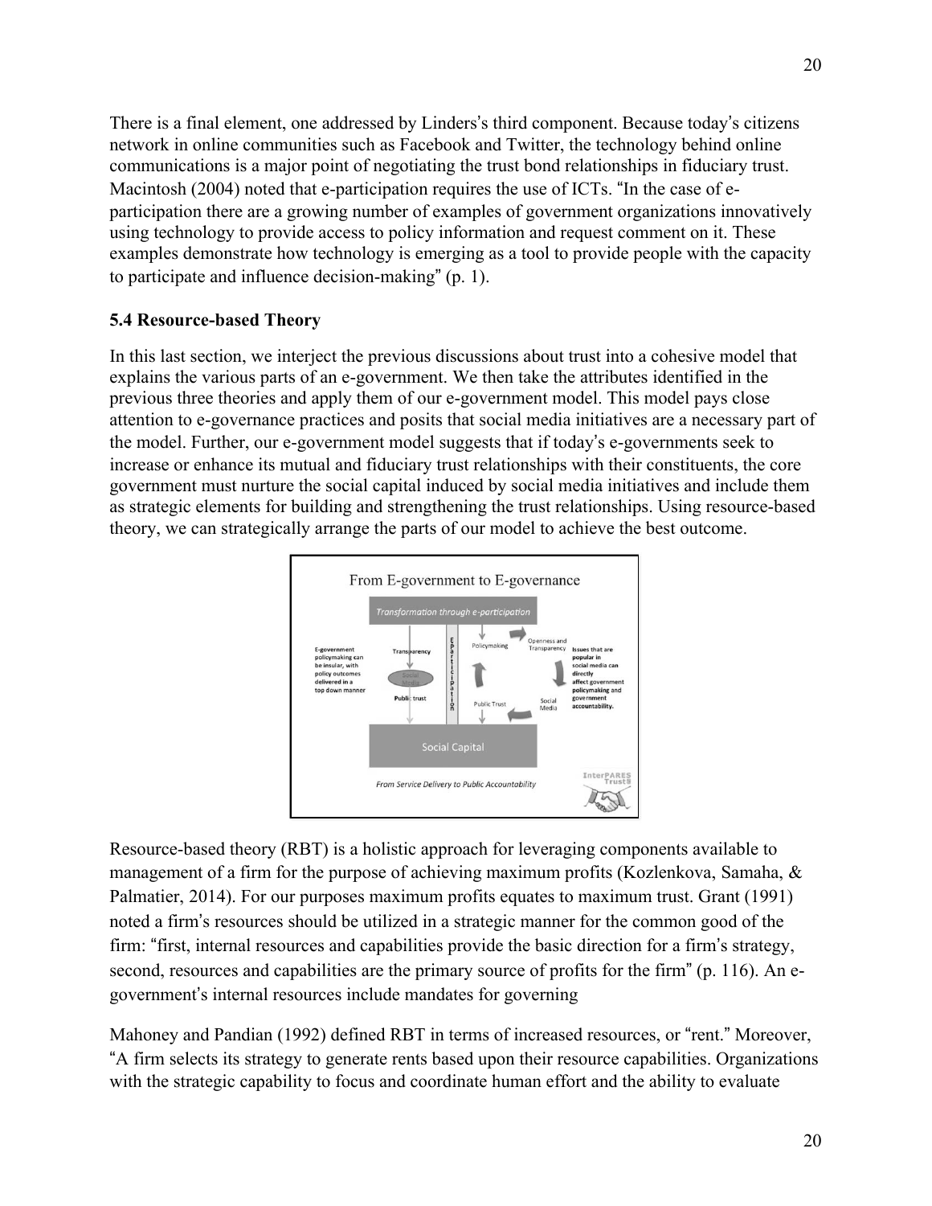There is a final element, one addressed by Linders's third component. Because today's citizens network in online communities such as Facebook and Twitter, the technology behind online communications is a major point of negotiating the trust bond relationships in fiduciary trust. Macintosh (2004) noted that e-participation requires the use of ICTs. "In the case of e-participation there are a growing number of examples of government organizations innovatively using technology to provide access to policy information and request comment on it. These examples demonstrate how technology is emerging as a tool to provide people with the capacity to participate and influence decision-making" (p. 1).

### 5.4 Resource-based Theory

In this last section, we interject the previous discussions about trust into a cohesive model that explains the various parts of an e-government. We then take the attributes identified in the previous three theories and apply them of our e-government model. This model pays close attention to e-governance practices and posits that social media initiatives are a necessary part of the model. Further, our e-government model suggests that if today's e-governments seek to increase or enhance its mutual and fiduciary trust relationships with their constituents, the core government must nurture the social capital induced by social media initiatives and include them as strategic elements for building and strengthening the trust relationships. Using resource-based theory, we can strategically arrange the parts of our model to achieve the best outcome.

Resource-based theory (RBT) is a holistic approach for leveraging components available to management of a firm for the purpose of achieving maximum profits (Kozlenkova, Samaha, & Palmatier, 2014). For our purposes maximum profits equates to maximum trust. Grant (1991) noted a firm's resources should be utilized in a strategic manner for the common good of the firm: "first, internal resources and capabilities provide the basic direction for a firm's strategy, second, resources and capabilities are the primary source of profits for the firm" (p. 116). An e-government's internal resources include mandates for governing

Mahoney and Pandian (1992) defined RBT in terms of increased resources, or "rent." Moreover, "A firm selects its strategy to generate rents based upon their resource capabilities. Organizations with the strategic capability to focus and coordinate human effort and the ability to evaluate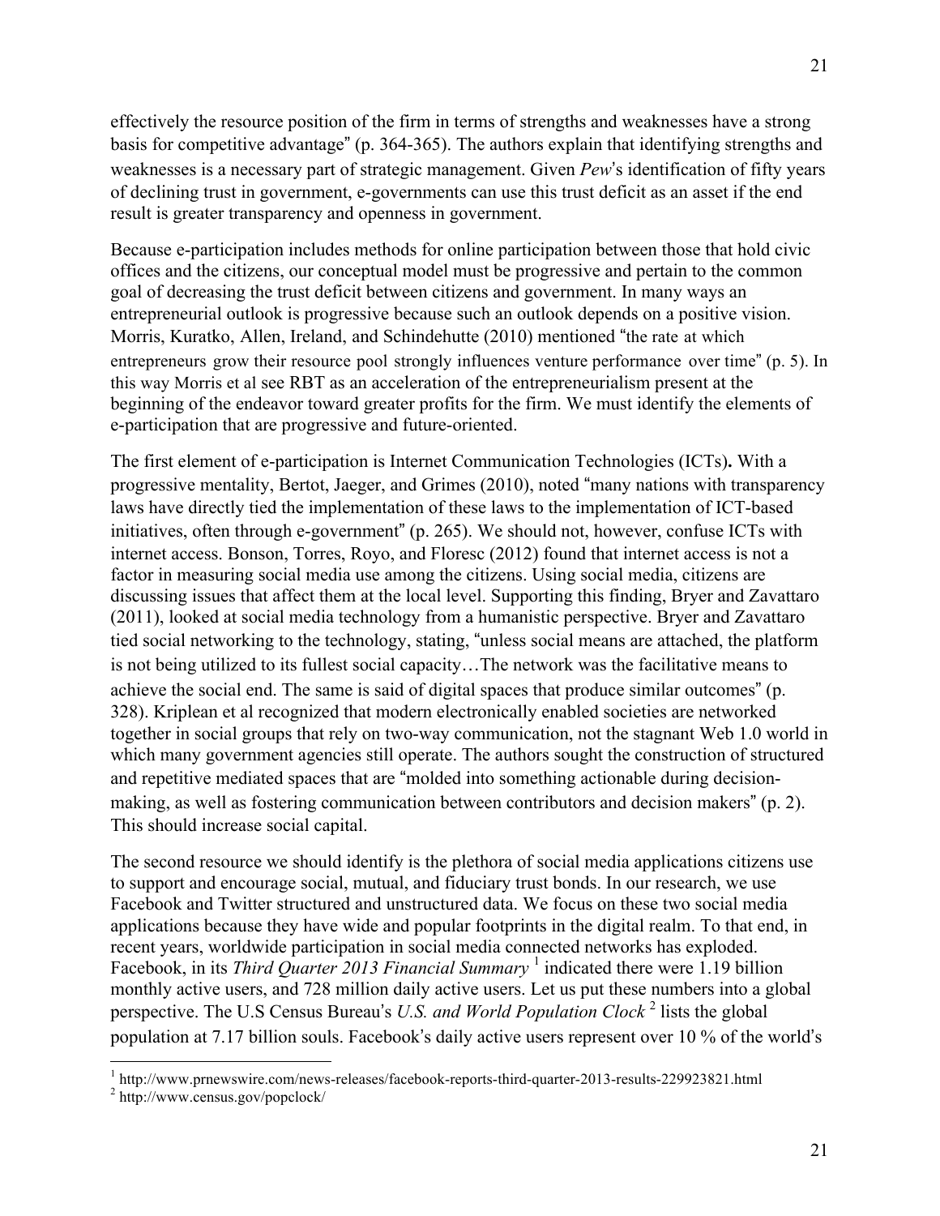effectively the resource position of the firm in terms of strengths and weaknesses have a strong basis for competitive advantage" (p. 364-365). The authors explain that identifying strengths and weaknesses is a necessary part of strategic management. Given *Pew*'s identification of fifty years of declining trust in government, e-governments can use this trust deficit as an asset if the end result is greater transparency and openness in government.

Because e-participation includes methods for online participation between those that hold civic offices and the citizens, our conceptual model must be progressive and pertain to the common goal of decreasing the trust deficit between citizens and government. In many ways an entrepreneurial outlook is progressive because such an outlook depends on a positive vision. Morris, Kuratko, Allen, Ireland, and Schindehutte (2010) mentioned "the rate at which entrepreneurs grow their resource pool strongly influences venture performance over time" (p. 5). In this way Morris et al see RBT as an acceleration of the entrepreneurialism present at the beginning of the endeavor toward greater profits for the firm. We must identify the elements of e-participation that are progressive and future-oriented.

The first element of e-participation is Internet Communication Technologies (ICTs)**.** With a progressive mentality, Bertot, Jaeger, and Grimes (2010), noted "many nations with transparency laws have directly tied the implementation of these laws to the implementation of ICT-based initiatives, often through e-government" (p. 265). We should not, however, confuse ICTs with internet access. Bonson, Torres, Royo, and Floresc (2012) found that internet access is not a factor in measuring social media use among the citizens. Using social media, citizens are discussing issues that affect them at the local level. Supporting this finding, Bryer and Zavattaro (2011), looked at social media technology from a humanistic perspective. Bryer and Zavattaro tied social networking to the technology, stating, "unless social means are attached, the platform is not being utilized to its fullest social capacity…The network was the facilitative means to achieve the social end. The same is said of digital spaces that produce similar outcomes" (p. 328). Kriplean et al recognized that modern electronically enabled societies are networked together in social groups that rely on two-way communication, not the stagnant Web 1.0 world in which many government agencies still operate. The authors sought the construction of structured and repetitive mediated spaces that are "molded into something actionable during decision-making, as well as fostering communication between contributors and decision makers" (p. 2). This should increase social capital.

The second resource we should identify is the plethora of social media applications citizens use to support and encourage social, mutual, and fiduciary trust bonds. In our research, we use Facebook and Twitter structured and unstructured data. We focus on these two social media applications because they have wide and popular footprints in the digital realm. To that end, in recent years, worldwide participation in social media connected networks has exploded. Facebook, in its *Third Quarter 2013 Financial Summary* [1] indicated there were 1.19 billion monthly active users, and 728 million daily active users. Let us put these numbers into a global perspective. The U.S Census Bureau's *U.S. and World Population Clock* [2] lists the global population at 7.17 billion souls. Facebook's daily active users represent over 10 % of the world's

[1] http://www.prnewswire.com/news-releases/facebook-reports-third-quarter-2013-results-229923821.html

[2] http://www.census.gov/popclock/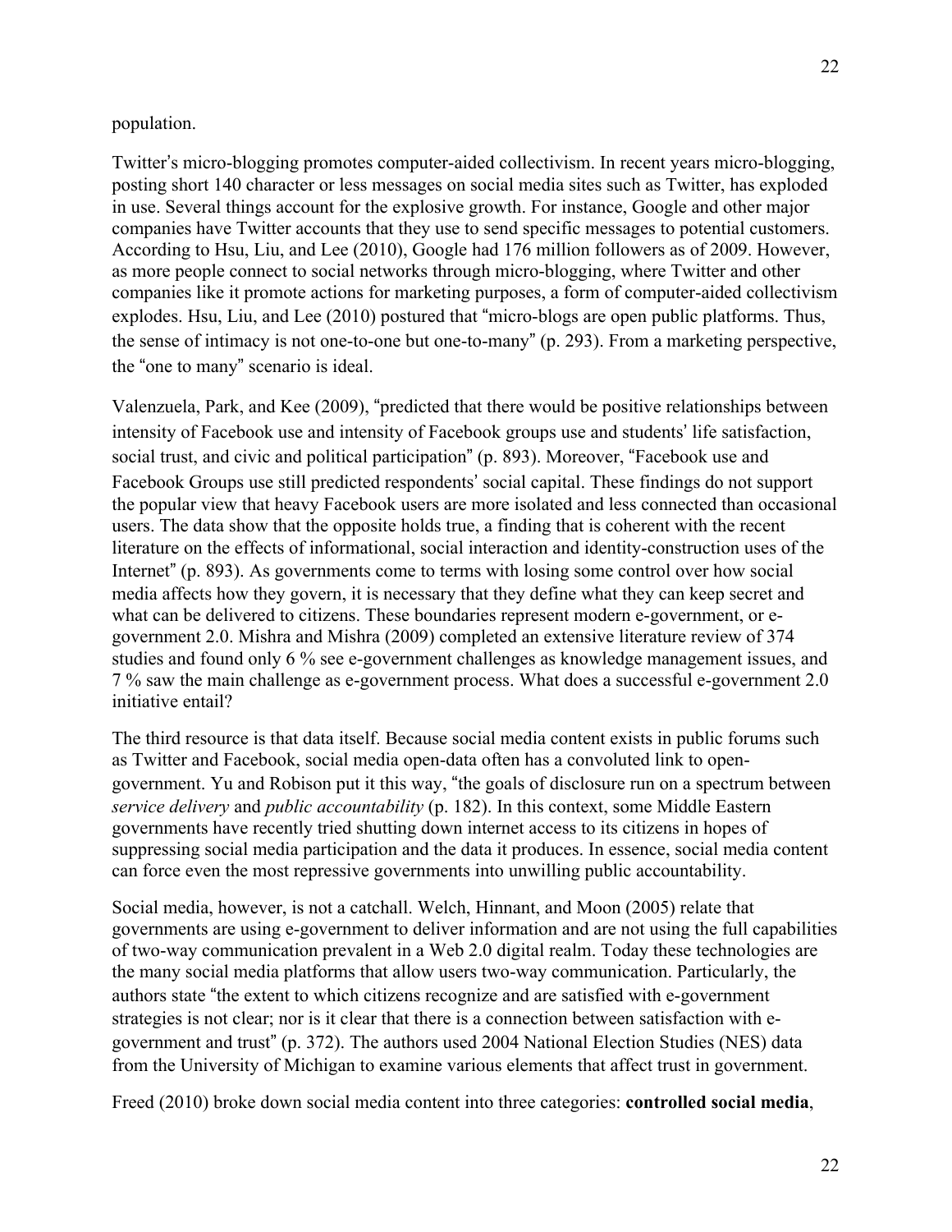population.

Twitter's micro-blogging promotes computer-aided collectivism. In recent years micro-blogging, posting short 140 character or less messages on social media sites such as Twitter, has exploded in use. Several things account for the explosive growth. For instance, Google and other major companies have Twitter accounts that they use to send specific messages to potential customers. According to Hsu, Liu, and Lee (2010), Google had 176 million followers as of 2009. However, as more people connect to social networks through micro-blogging, where Twitter and other companies like it promote actions for marketing purposes, a form of computer-aided collectivism explodes. Hsu, Liu, and Lee (2010) postured that "micro-blogs are open public platforms. Thus, the sense of intimacy is not one-to-one but one-to-many" (p. 293). From a marketing perspective, the "one to many" scenario is ideal.

Valenzuela, Park, and Kee (2009), "predicted that there would be positive relationships between intensity of Facebook use and intensity of Facebook groups use and students' life satisfaction, social trust, and civic and political participation" (p. 893). Moreover, "Facebook use and Facebook Groups use still predicted respondents' social capital. These findings do not support the popular view that heavy Facebook users are more isolated and less connected than occasional users. The data show that the opposite holds true, a finding that is coherent with the recent literature on the effects of informational, social interaction and identity-construction uses of the Internet" (p. 893). As governments come to terms with losing some control over how social media affects how they govern, it is necessary that they define what they can keep secret and what can be delivered to citizens. These boundaries represent modern e-government, or e-government 2.0. Mishra and Mishra (2009) completed an extensive literature review of 374 studies and found only 6 % see e-government challenges as knowledge management issues, and 7 % saw the main challenge as e-government process. What does a successful e-government 2.0 initiative entail?

The third resource is that data itself. Because social media content exists in public forums such as Twitter and Facebook, social media open-data often has a convoluted link to open-government. Yu and Robison put it this way, "the goals of disclosure run on a spectrum between *service delivery* and *public accountability* (p. 182). In this context, some Middle Eastern governments have recently tried shutting down internet access to its citizens in hopes of suppressing social media participation and the data it produces. In essence, social media content can force even the most repressive governments into unwilling public accountability.

Social media, however, is not a catchall. Welch, Hinnant, and Moon (2005) relate that governments are using e-government to deliver information and are not using the full capabilities of two-way communication prevalent in a Web 2.0 digital realm. Today these technologies are the many social media platforms that allow users two-way communication. Particularly, the authors state "the extent to which citizens recognize and are satisfied with e-government strategies is not clear; nor is it clear that there is a connection between satisfaction with e-government and trust" (p. 372). The authors used 2004 National Election Studies (NES) data from the University of Michigan to examine various elements that affect trust in government.

Freed (2010) broke down social media content into three categories: **controlled social media**,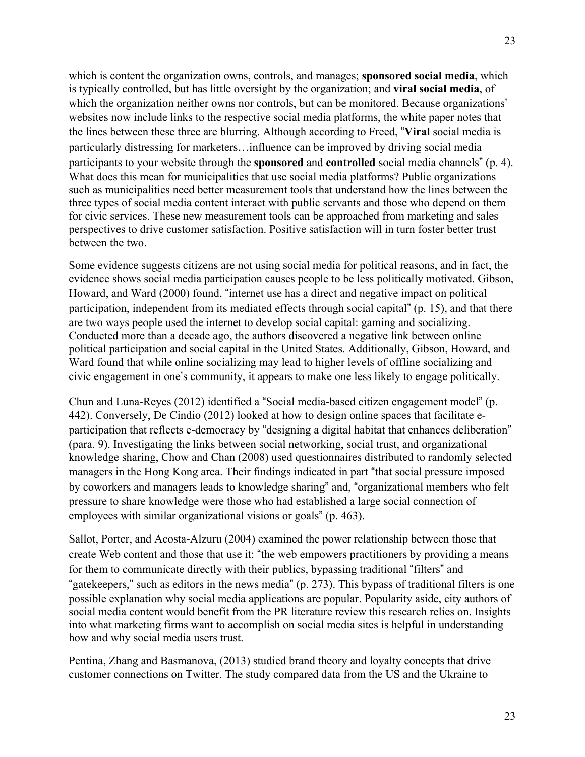which is content the organization owns, controls, and manages; **sponsored social media**, which is typically controlled, but has little oversight by the organization; and **viral social media**, of which the organization neither owns nor controls, but can be monitored. Because organizations' websites now include links to the respective social media platforms, the white paper notes that the lines between these three are blurring. Although according to Freed, "**Viral** social media is particularly distressing for marketers…influence can be improved by driving social media participants to your website through the **sponsored** and **controlled** social media channels" (p. 4). What does this mean for municipalities that use social media platforms? Public organizations such as municipalities need better measurement tools that understand how the lines between the three types of social media content interact with public servants and those who depend on them for civic services. These new measurement tools can be approached from marketing and sales perspectives to drive customer satisfaction. Positive satisfaction will in turn foster better trust between the two.

Some evidence suggests citizens are not using social media for political reasons, and in fact, the evidence shows social media participation causes people to be less politically motivated. Gibson, Howard, and Ward (2000) found, "internet use has a direct and negative impact on political participation, independent from its mediated effects through social capital" (p. 15), and that there are two ways people used the internet to develop social capital: gaming and socializing. Conducted more than a decade ago, the authors discovered a negative link between online political participation and social capital in the United States. Additionally, Gibson, Howard, and Ward found that while online socializing may lead to higher levels of offline socializing and civic engagement in one's community, it appears to make one less likely to engage politically.

Chun and Luna-Reyes (2012) identified a "Social media-based citizen engagement model" (p. 442). Conversely, De Cindio (2012) looked at how to design online spaces that facilitate e-participation that reflects e-democracy by "designing a digital habitat that enhances deliberation" (para. 9). Investigating the links between social networking, social trust, and organizational knowledge sharing, Chow and Chan (2008) used questionnaires distributed to randomly selected managers in the Hong Kong area. Their findings indicated in part "that social pressure imposed by coworkers and managers leads to knowledge sharing" and, "organizational members who felt pressure to share knowledge were those who had established a large social connection of employees with similar organizational visions or goals" (p. 463).

Sallot, Porter, and Acosta-Alzuru (2004) examined the power relationship between those that create Web content and those that use it: "the web empowers practitioners by providing a means for them to communicate directly with their publics, bypassing traditional "filters" and "gatekeepers," such as editors in the news media" (p. 273). This bypass of traditional filters is one possible explanation why social media applications are popular. Popularity aside, city authors of social media content would benefit from the PR literature review this research relies on. Insights into what marketing firms want to accomplish on social media sites is helpful in understanding how and why social media users trust.

Pentina, Zhang and Basmanova, (2013) studied brand theory and loyalty concepts that drive customer connections on Twitter. The study compared data from the US and the Ukraine to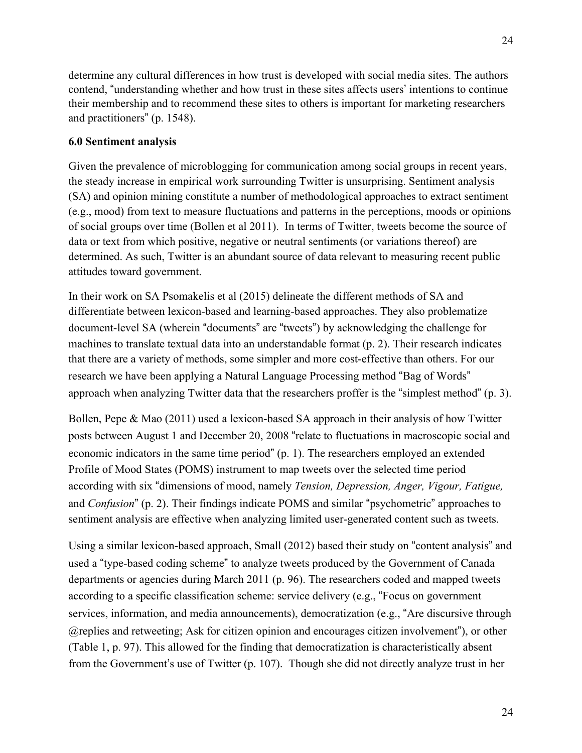determine any cultural differences in how trust is developed with social media sites. The authors contend, "understanding whether and how trust in these sites affects users' intentions to continue their membership and to recommend these sites to others is important for marketing researchers and practitioners" (p. 1548).

## 6.0 Sentiment analysis

Given the prevalence of microblogging for communication among social groups in recent years, the steady increase in empirical work surrounding Twitter is unsurprising. Sentiment analysis (SA) and opinion mining constitute a number of methodological approaches to extract sentiment (e.g., mood) from text to measure fluctuations and patterns in the perceptions, moods or opinions of social groups over time (Bollen et al 2011). In terms of Twitter, tweets become the source of data or text from which positive, negative or neutral sentiments (or variations thereof) are determined. As such, Twitter is an abundant source of data relevant to measuring recent public attitudes toward government.

In their work on SA Psomakelis et al (2015) delineate the different methods of SA and differentiate between lexicon-based and learning-based approaches. They also problematize document-level SA (wherein "documents" are "tweets") by acknowledging the challenge for machines to translate textual data into an understandable format (p. 2). Their research indicates that there are a variety of methods, some simpler and more cost-effective than others. For our research we have been applying a Natural Language Processing method "Bag of Words" approach when analyzing Twitter data that the researchers proffer is the "simplest method" (p. 3).

Bollen, Pepe & Mao (2011) used a lexicon-based SA approach in their analysis of how Twitter posts between August 1 and December 20, 2008 "relate to fluctuations in macroscopic social and economic indicators in the same time period" (p. 1). The researchers employed an extended Profile of Mood States (POMS) instrument to map tweets over the selected time period according with six "dimensions of mood, namely *Tension, Depression, Anger, Vigour, Fatigue,* and *Confusion*" (p. 2). Their findings indicate POMS and similar "psychometric" approaches to sentiment analysis are effective when analyzing limited user-generated content such as tweets.

Using a similar lexicon-based approach, Small (2012) based their study on "content analysis" and used a "type-based coding scheme" to analyze tweets produced by the Government of Canada departments or agencies during March 2011 (p. 96). The researchers coded and mapped tweets according to a specific classification scheme: service delivery (e.g., "Focus on government services, information, and media announcements), democratization (e.g., "Are discursive through @replies and retweeting; Ask for citizen opinion and encourages citizen involvement"), or other (Table 1, p. 97). This allowed for the finding that democratization is characteristically absent from the Government's use of Twitter (p. 107). Though she did not directly analyze trust in her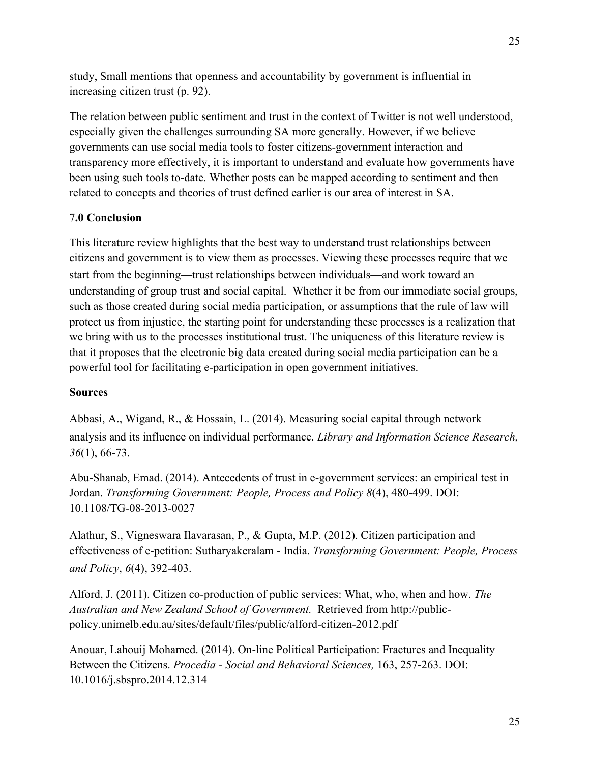study, Small mentions that openness and accountability by government is influential in increasing citizen trust (p. 92).

The relation between public sentiment and trust in the context of Twitter is not well understood, especially given the challenges surrounding SA more generally. However, if we believe governments can use social media tools to foster citizens-government interaction and transparency more effectively, it is important to understand and evaluate how governments have been using such tools to-date. Whether posts can be mapped according to sentiment and then related to concepts and theories of trust defined earlier is our area of interest in SA.

## 7.0 Conclusion

This literature review highlights that the best way to understand trust relationships between citizens and government is to view them as processes. Viewing these processes require that we start from the beginning—trust relationships between individuals—and work toward an understanding of group trust and social capital. Whether it be from our immediate social groups, such as those created during social media participation, or assumptions that the rule of law will protect us from injustice, the starting point for understanding these processes is a realization that we bring with us to the processes institutional trust. The uniqueness of this literature review is that it proposes that the electronic big data created during social media participation can be a powerful tool for facilitating e-participation in open government initiatives.

## Sources

Abbasi, A., Wigand, R., & Hossain, L. (2014). Measuring social capital through network analysis and its influence on individual performance. *Library and Information Science Research, 36*(1), 66-73.

Abu-Shanab, Emad. (2014). Antecedents of trust in e-government services: an empirical test in Jordan. *Transforming Government: People, Process and Policy 8*(4), 480-499. DOI: 10.1108/TG-08-2013-0027

Alathur, S., Vigneswara Ilavarasan, P., & Gupta, M.P. (2012). Citizen participation and effectiveness of e-petition: Sutharyakeralam - India. *Transforming Government: People, Process and Policy*, *6*(4), 392-403.

Alford, J. (2011). Citizen co-production of public services: What, who, when and how. *The Australian and New Zealand School of Government.* Retrieved from http://public-policy.unimelb.edu.au/sites/default/files/public/alford-citizen-2012.pdf

Anouar, Lahouij Mohamed. (2014). On-line Political Participation: Fractures and Inequality Between the Citizens. *Procedia - Social and Behavioral Sciences,* 163, 257-263. DOI: 10.1016/j.sbspro.2014.12.314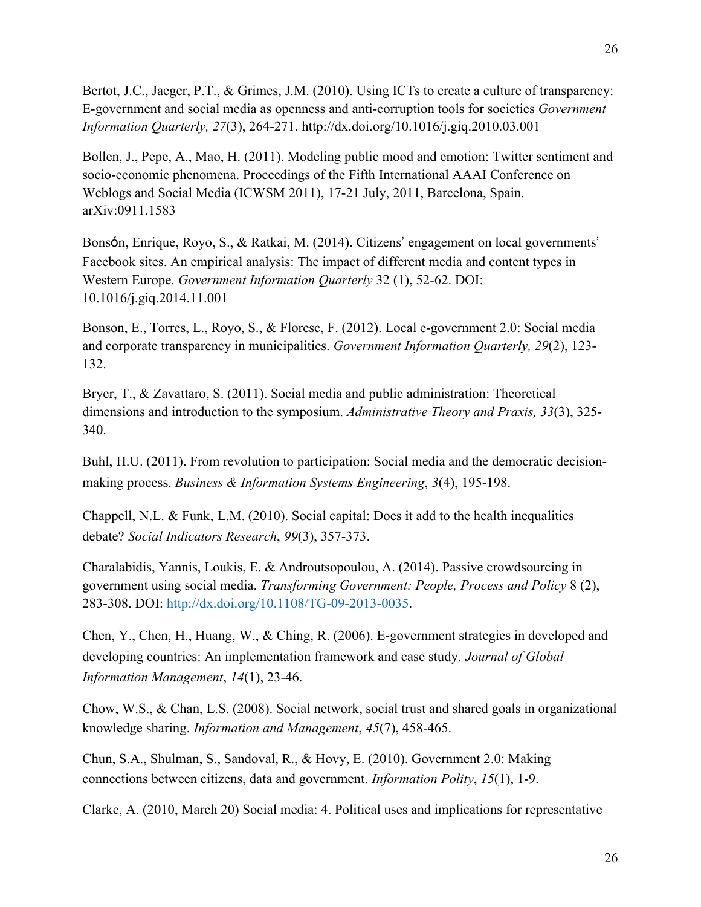Bertot, J.C., Jaeger, P.T., & Grimes, J.M. (2010). Using ICTs to create a culture of transparency: E-government and social media as openness and anti-corruption tools for societies *Government Information Quarterly, 27*(3), 264-271. http://dx.doi.org/10.1016/j.giq.2010.03.001

Bollen, J., Pepe, A., Mao, H. (2011). Modeling public mood and emotion: Twitter sentiment and socio-economic phenomena. Proceedings of the Fifth International AAAI Conference on Weblogs and Social Media (ICWSM 2011), 17-21 July, 2011, Barcelona, Spain. arXiv:0911.1583

Bonsón, Enrique, Royo, S., & Ratkai, M. (2014). Citizens' engagement on local governments' Facebook sites. An empirical analysis: The impact of different media and content types in Western Europe. *Government Information Quarterly* 32 (1), 52-62. DOI: 10.1016/j.giq.2014.11.001

Bonson, E., Torres, L., Royo, S., & Floresc, F. (2012). Local e-government 2.0: Social media and corporate transparency in municipalities. *Government Information Quarterly, 29*(2), 123-132.

Bryer, T., & Zavattaro, S. (2011). Social media and public administration: Theoretical dimensions and introduction to the symposium. *Administrative Theory and Praxis, 33*(3), 325-340.

Buhl, H.U. (2011). From revolution to participation: Social media and the democratic decision-making process. *Business & Information Systems Engineering*, *3*(4), 195-198.

Chappell, N.L. & Funk, L.M. (2010). Social capital: Does it add to the health inequalities debate? *Social Indicators Research*, *99*(3), 357-373.

Charalabidis, Yannis, Loukis, E. & Androutsopoulou, A. (2014). Passive crowdsourcing in government using social media. *Transforming Government: People, Process and Policy* 8 (2), 283-308. DOI: http://dx.doi.org/10.1108/TG-09-2013-0035.

Chen, Y., Chen, H., Huang, W., & Ching, R. (2006). E-government strategies in developed and developing countries: An implementation framework and case study. *Journal of Global Information Management*, *14*(1), 23-46.

Chow, W.S., & Chan, L.S. (2008). Social network, social trust and shared goals in organizational knowledge sharing. *Information and Management*, *45*(7), 458-465.

Chun, S.A., Shulman, S., Sandoval, R., & Hovy, E. (2010). Government 2.0: Making connections between citizens, data and government. *Information Polity*, *15*(1), 1-9.

Clarke, A. (2010, March 20) Social media: 4. Political uses and implications for representative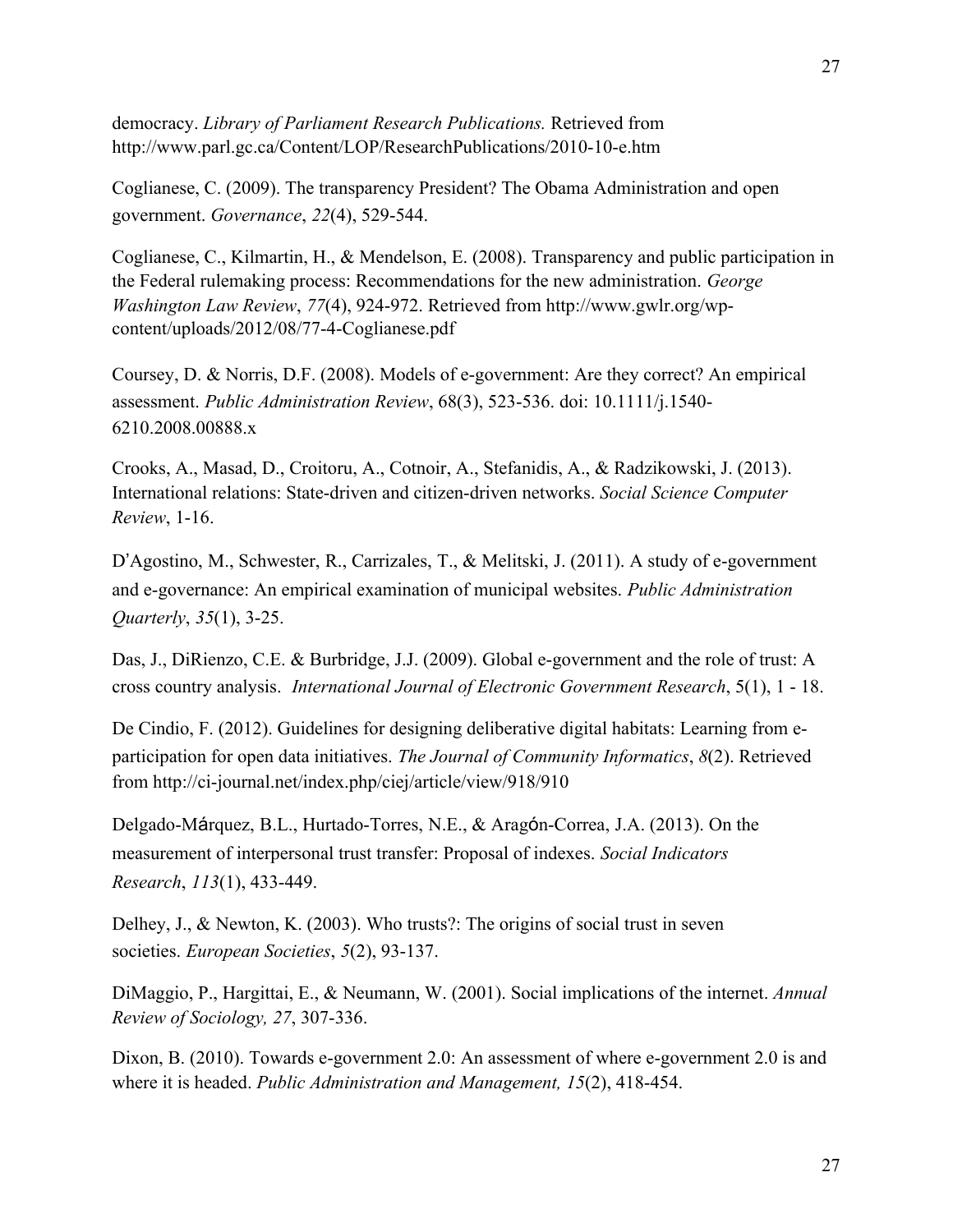democracy. *Library of Parliament Research Publications.* Retrieved from http://www.parl.gc.ca/Content/LOP/ResearchPublications/2010-10-e.htm

Coglianese, C. (2009). The transparency President? The Obama Administration and open government. *Governance*, *22*(4), 529-544.

Coglianese, C., Kilmartin, H., & Mendelson, E. (2008). Transparency and public participation in the Federal rulemaking process: Recommendations for the new administration. *George Washington Law Review*, *77*(4), 924-972. Retrieved from http://www.gwlr.org/wp-content/uploads/2012/08/77-4-Coglianese.pdf

Coursey, D. & Norris, D.F. (2008). Models of e-government: Are they correct? An empirical assessment. *Public Administration Review*, 68(3), 523-536. doi: 10.1111/j.1540-6210.2008.00888.x

Crooks, A., Masad, D., Croitoru, A., Cotnoir, A., Stefanidis, A., & Radzikowski, J. (2013). International relations: State-driven and citizen-driven networks. *Social Science Computer Review*, 1-16.

D'Agostino, M., Schwester, R., Carrizales, T., & Melitski, J. (2011). A study of e-government and e-governance: An empirical examination of municipal websites. *Public Administration Quarterly*, *35*(1), 3-25.

Das, J., DiRienzo, C.E. & Burbridge, J.J. (2009). Global e-government and the role of trust: A cross country analysis. *International Journal of Electronic Government Research*, 5(1), 1 - 18.

De Cindio, F. (2012). Guidelines for designing deliberative digital habitats: Learning from e-participation for open data initiatives. *The Journal of Community Informatics*, *8*(2). Retrieved from http://ci-journal.net/index.php/ciej/article/view/918/910

Delgado-Márquez, B.L., Hurtado-Torres, N.E., & Aragón-Correa, J.A. (2013). On the measurement of interpersonal trust transfer: Proposal of indexes. *Social Indicators Research*, *113*(1), 433-449.

Delhey, J., & Newton, K. (2003). Who trusts?: The origins of social trust in seven societies. *European Societies*, *5*(2), 93-137.

DiMaggio, P., Hargittai, E., & Neumann, W. (2001). Social implications of the internet. *Annual Review of Sociology, 27*, 307-336.

Dixon, B. (2010). Towards e-government 2.0: An assessment of where e-government 2.0 is and where it is headed. *Public Administration and Management, 15*(2), 418-454.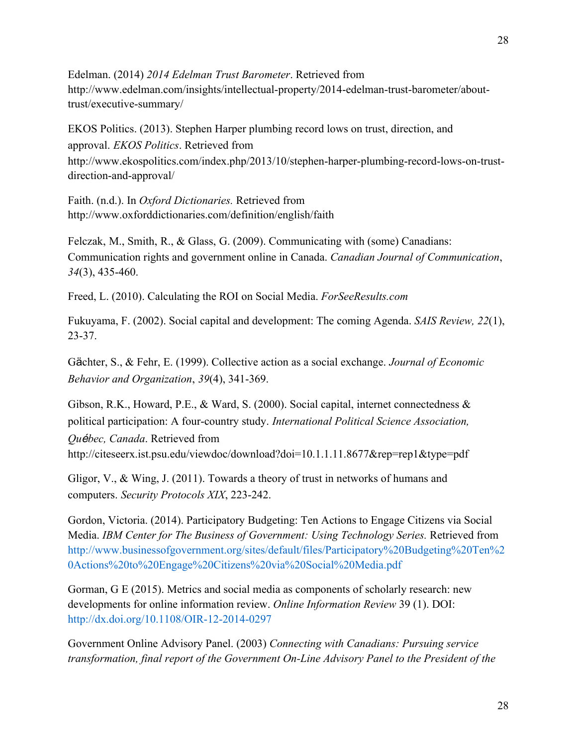Edelman. (2014) *2014 Edelman Trust Barometer*. Retrieved from http://www.edelman.com/insights/intellectual-property/2014-edelman-trust-barometer/about-trust/executive-summary/

EKOS Politics. (2013). Stephen Harper plumbing record lows on trust, direction, and approval. *EKOS Politics*. Retrieved from http://www.ekospolitics.com/index.php/2013/10/stephen-harper-plumbing-record-lows-on-trust-direction-and-approval/

Faith. (n.d.). In *Oxford Dictionaries.* Retrieved from http://www.oxforddictionaries.com/definition/english/faith

Felczak, M., Smith, R., & Glass, G. (2009). Communicating with (some) Canadians: Communication rights and government online in Canada. *Canadian Journal of Communication*, *34*(3), 435-460.

Freed, L. (2010). Calculating the ROI on Social Media. *ForSeeResults.com*

Fukuyama, F. (2002). Social capital and development: The coming Agenda. *SAIS Review, 22*(1), 23-37.

Gächter, S., & Fehr, E. (1999). Collective action as a social exchange. *Journal of Economic Behavior and Organization*, *39*(4), 341-369.

Gibson, R.K., Howard, P.E., & Ward, S. (2000). Social capital, internet connectedness & political participation: A four-country study. *International Political Science Association, Québec, Canada*. Retrieved from http://citeseerx.ist.psu.edu/viewdoc/download?doi=10.1.1.11.8677&rep=rep1&type=pdf

Gligor, V., & Wing, J. (2011). Towards a theory of trust in networks of humans and computers. *Security Protocols XIX*, 223-242.

Gordon, Victoria. (2014). Participatory Budgeting: Ten Actions to Engage Citizens via Social Media. *IBM Center for The Business of Government: Using Technology Series.* Retrieved from http://www.businessofgovernment.org/sites/default/files/Participatory%20Budgeting%20Ten%20Actions%20to%20Engage%20Citizens%20via%20Social%20Media.pdf

Gorman, G E (2015). Metrics and social media as components of scholarly research: new developments for online information review. *Online Information Review* 39 (1). DOI: http://dx.doi.org/10.1108/OIR-12-2014-0297

Government Online Advisory Panel. (2003) *Connecting with Canadians: Pursuing service transformation, final report of the Government On-Line Advisory Panel to the President of the*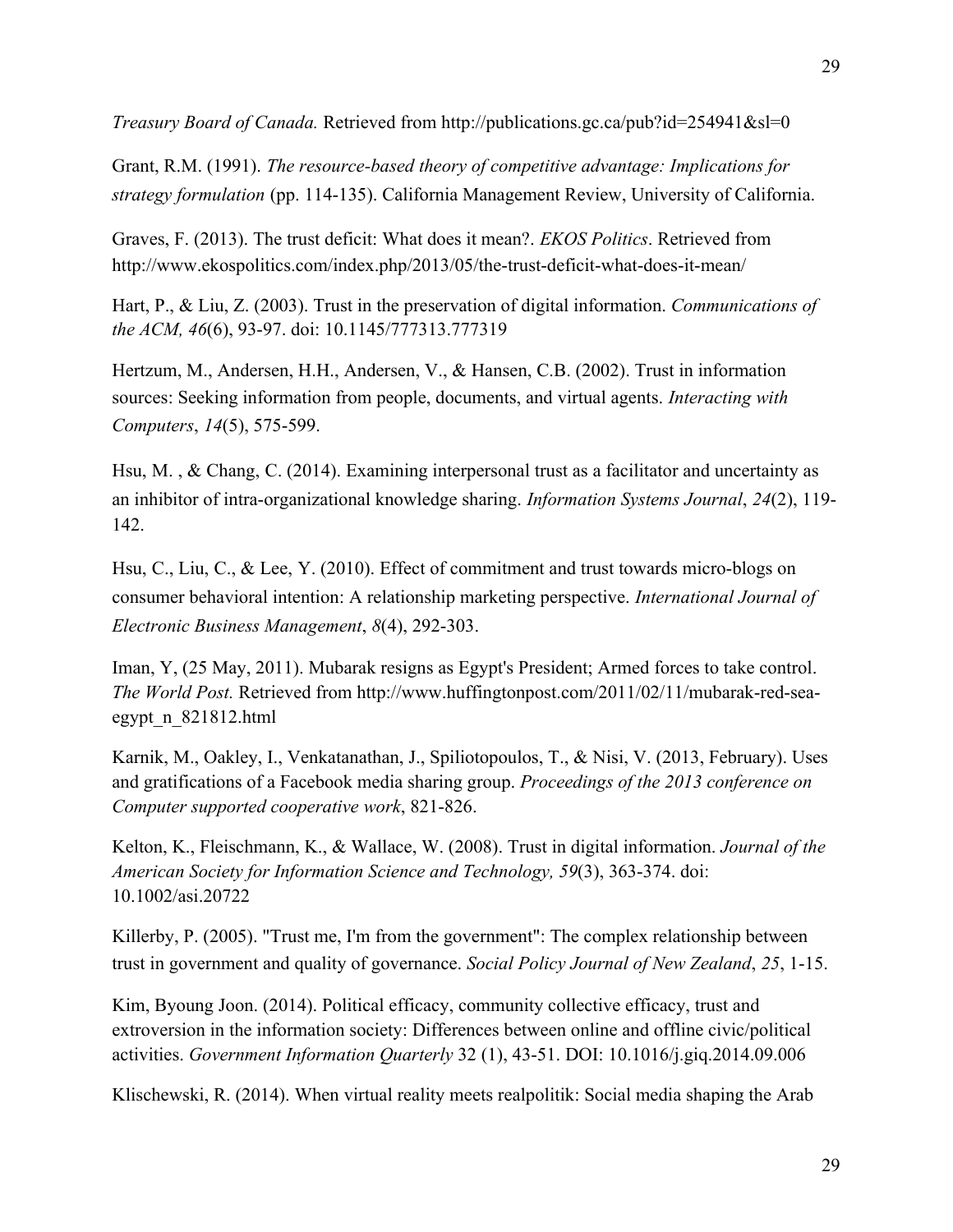*Treasury Board of Canada.* Retrieved from http://publications.gc.ca/pub?id=254941&sl=0

Grant, R.M. (1991). *The resource-based theory of competitive advantage: Implications for strategy formulation* (pp. 114-135). California Management Review, University of California.

Graves, F. (2013). The trust deficit: What does it mean?. *EKOS Politics*. Retrieved from http://www.ekospolitics.com/index.php/2013/05/the-trust-deficit-what-does-it-mean/

Hart, P., & Liu, Z. (2003). Trust in the preservation of digital information. *Communications of the ACM, 46*(6), 93-97. doi: 10.1145/777313.777319

Hertzum, M., Andersen, H.H., Andersen, V., & Hansen, C.B. (2002). Trust in information sources: Seeking information from people, documents, and virtual agents. *Interacting with Computers*, *14*(5), 575-599.

Hsu, M. , & Chang, C. (2014). Examining interpersonal trust as a facilitator and uncertainty as an inhibitor of intra-organizational knowledge sharing. *Information Systems Journal*, *24*(2), 119-142.

Hsu, C., Liu, C., & Lee, Y. (2010). Effect of commitment and trust towards micro-blogs on consumer behavioral intention: A relationship marketing perspective. *International Journal of Electronic Business Management*, *8*(4), 292-303.

Iman, Y, (25 May, 2011). Mubarak resigns as Egypt's President; Armed forces to take control. *The World Post.* Retrieved from http://www.huffingtonpost.com/2011/02/11/mubarak-red-sea-egypt_n_821812.html

Karnik, M., Oakley, I., Venkatanathan, J., Spiliotopoulos, T., & Nisi, V. (2013, February). Uses and gratifications of a Facebook media sharing group. *Proceedings of the 2013 conference on Computer supported cooperative work*, 821-826.

Kelton, K., Fleischmann, K., & Wallace, W. (2008). Trust in digital information. *Journal of the American Society for Information Science and Technology, 59*(3), 363-374. doi: 10.1002/asi.20722

Killerby, P. (2005). "Trust me, I'm from the government": The complex relationship between trust in government and quality of governance. *Social Policy Journal of New Zealand*, *25*, 1-15.

Kim, Byoung Joon. (2014). Political efficacy, community collective efficacy, trust and extroversion in the information society: Differences between online and offline civic/political activities. *Government Information Quarterly* 32 (1), 43-51. DOI: 10.1016/j.giq.2014.09.006

Klischewski, R. (2014). When virtual reality meets realpolitik: Social media shaping the Arab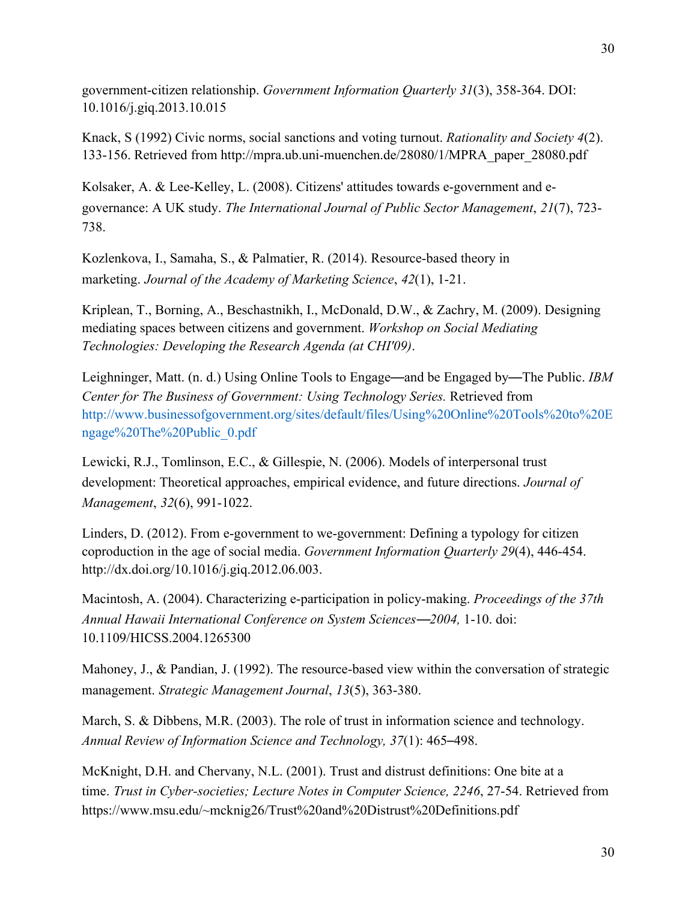government-citizen relationship. *Government Information Quarterly 31*(3), 358-364. DOI: 10.1016/j.giq.2013.10.015

Knack, S (1992) Civic norms, social sanctions and voting turnout. *Rationality and Society 4*(2). 133-156. Retrieved from http://mpra.ub.uni-muenchen.de/28080/1/MPRA_paper_28080.pdf

Kolsaker, A. & Lee-Kelley, L. (2008). Citizens' attitudes towards e-government and e-governance: A UK study. *The International Journal of Public Sector Management*, *21*(7), 723-738.

Kozlenkova, I., Samaha, S., & Palmatier, R. (2014). Resource-based theory in marketing. *Journal of the Academy of Marketing Science*, *42*(1), 1-21.

Kriplean, T., Borning, A., Beschastnikh, I., McDonald, D.W., & Zachry, M. (2009). Designing mediating spaces between citizens and government. *Workshop on Social Mediating Technologies: Developing the Research Agenda (at CHI'09)*.

Leighninger, Matt. (n. d.) Using Online Tools to Engage—and be Engaged by—The Public. *IBM Center for The Business of Government: Using Technology Series.* Retrieved from http://www.businessofgovernment.org/sites/default/files/Using%20Online%20Tools%20to%20Engage%20The%20Public_0.pdf

Lewicki, R.J., Tomlinson, E.C., & Gillespie, N. (2006). Models of interpersonal trust development: Theoretical approaches, empirical evidence, and future directions. *Journal of Management*, *32*(6), 991-1022.

Linders, D. (2012). From e-government to we-government: Defining a typology for citizen coproduction in the age of social media. *Government Information Quarterly 29*(4), 446-454. http://dx.doi.org/10.1016/j.giq.2012.06.003.

Macintosh, A. (2004). Characterizing e-participation in policy-making. *Proceedings of the 37th Annual Hawaii International Conference on System Sciences—2004,* 1-10. doi: 10.1109/HICSS.2004.1265300

Mahoney, J., & Pandian, J. (1992). The resource-based view within the conversation of strategic management. *Strategic Management Journal*, *13*(5), 363-380.

March, S. & Dibbens, M.R. (2003). The role of trust in information science and technology. *Annual Review of Information Science and Technology, 37*(1): 465–498.

McKnight, D.H. and Chervany, N.L. (2001). Trust and distrust definitions: One bite at a time. *Trust in Cyber-societies; Lecture Notes in Computer Science, 2246*, 27-54. Retrieved from https://www.msu.edu/~mcknig26/Trust%20and%20Distrust%20Definitions.pdf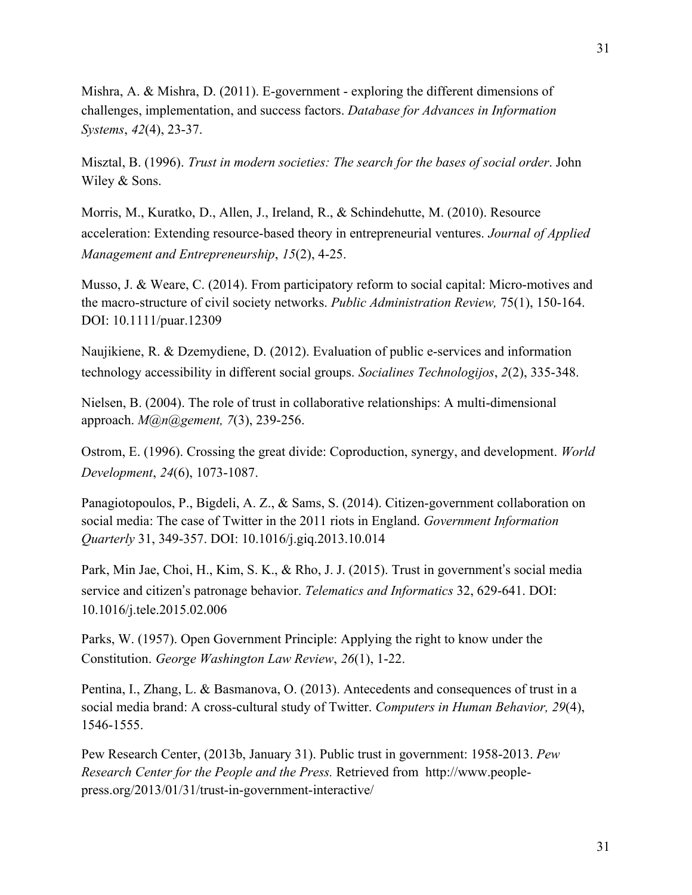Mishra, A. & Mishra, D. (2011). E-government - exploring the different dimensions of challenges, implementation, and success factors. *Database for Advances in Information Systems*, *42*(4), 23-37.

Misztal, B. (1996). *Trust in modern societies: The search for the bases of social order*. John Wiley & Sons.

Morris, M., Kuratko, D., Allen, J., Ireland, R., & Schindehutte, M. (2010). Resource acceleration: Extending resource-based theory in entrepreneurial ventures. *Journal of Applied Management and Entrepreneurship*, *15*(2), 4-25.

Musso, J. & Weare, C. (2014). From participatory reform to social capital: Micro-motives and the macro-structure of civil society networks. *Public Administration Review,* 75(1), 150-164. DOI: 10.1111/puar.12309

Naujikiene, R. & Dzemydiene, D. (2012). Evaluation of public e-services and information technology accessibility in different social groups. *Socialines Technologijos*, *2*(2), 335-348.

Nielsen, B. (2004). The role of trust in collaborative relationships: A multi-dimensional approach. *M@n@gement, 7*(3), 239-256.

Ostrom, E. (1996). Crossing the great divide: Coproduction, synergy, and development. *World Development*, *24*(6), 1073-1087.

Panagiotopoulos, P., Bigdeli, A. Z., & Sams, S. (2014). Citizen-government collaboration on social media: The case of Twitter in the 2011 riots in England. *Government Information Quarterly* 31, 349-357. DOI: 10.1016/j.giq.2013.10.014

Park, Min Jae, Choi, H., Kim, S. K., & Rho, J. J. (2015). Trust in government's social media service and citizen's patronage behavior. *Telematics and Informatics* 32, 629-641. DOI: 10.1016/j.tele.2015.02.006

Parks, W. (1957). Open Government Principle: Applying the right to know under the Constitution. *George Washington Law Review*, *26*(1), 1-22.

Pentina, I., Zhang, L. & Basmanova, O. (2013). Antecedents and consequences of trust in a social media brand: A cross-cultural study of Twitter. *Computers in Human Behavior, 29*(4), 1546-1555.

Pew Research Center, (2013b, January 31). Public trust in government: 1958-2013. *Pew Research Center for the People and the Press.* Retrieved from http://www.people-press.org/2013/01/31/trust-in-government-interactive/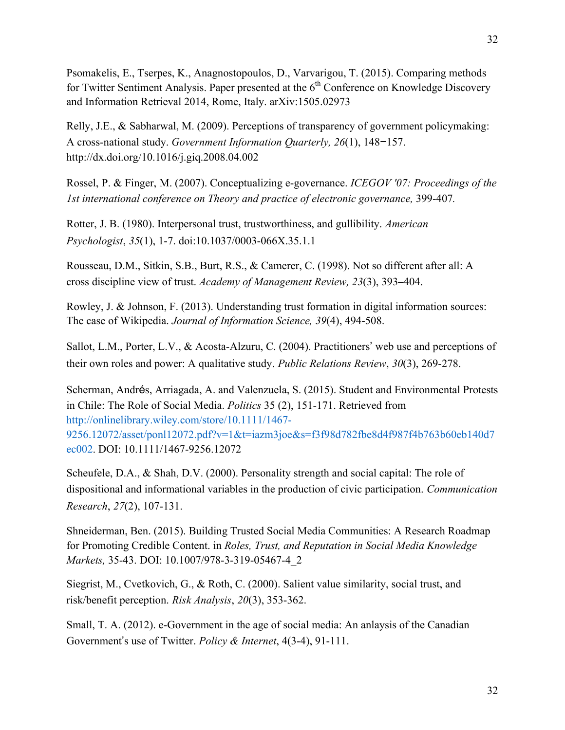Psomakelis, E., Tserpes, K., Anagnostopoulos, D., Varvarigou, T. (2015). Comparing methods for Twitter Sentiment Analysis. Paper presented at the 6th Conference on Knowledge Discovery and Information Retrieval 2014, Rome, Italy. arXiv:1505.02973

Relly, J.E., & Sabharwal, M. (2009). Perceptions of transparency of government policymaking: A cross-national study. *Government Information Quarterly, 26*(1), 148−157. http://dx.doi.org/10.1016/j.giq.2008.04.002

Rossel, P. & Finger, M. (2007). Conceptualizing e-governance. *ICEGOV '07: Proceedings of the 1st international conference on Theory and practice of electronic governance,* 399-407.

Rotter, J. B. (1980). Interpersonal trust, trustworthiness, and gullibility. *American Psychologist*, *35*(1), 1-7. doi:10.1037/0003-066X.35.1.1

Rousseau, D.M., Sitkin, S.B., Burt, R.S., & Camerer, C. (1998). Not so different after all: A cross discipline view of trust. *Academy of Management Review, 23*(3), 393–404.

Rowley, J. & Johnson, F. (2013). Understanding trust formation in digital information sources: The case of Wikipedia. *Journal of Information Science, 39*(4), 494-508.

Sallot, L.M., Porter, L.V., & Acosta-Alzuru, C. (2004). Practitioners' web use and perceptions of their own roles and power: A qualitative study. *Public Relations Review*, *30*(3), 269-278.

Scherman, Andrés, Arriagada, A. and Valenzuela, S. (2015). Student and Environmental Protests in Chile: The Role of Social Media. *Politics* 35 (2), 151-171. Retrieved from http://onlinelibrary.wiley.com/store/10.1111/1467-9256.12072/asset/ponl12072.pdf?v=1&t=iazm3joe&s=f3f98d782fbe8d4f987f4b763b60eb140d7ec002. DOI: 10.1111/1467-9256.12072

Scheufele, D.A., & Shah, D.V. (2000). Personality strength and social capital: The role of dispositional and informational variables in the production of civic participation. *Communication Research*, *27*(2), 107-131.

Shneiderman, Ben. (2015). Building Trusted Social Media Communities: A Research Roadmap for Promoting Credible Content. in *Roles, Trust, and Reputation in Social Media Knowledge Markets,* 35-43. DOI: 10.1007/978-3-319-05467-4_2

Siegrist, M., Cvetkovich, G., & Roth, C. (2000). Salient value similarity, social trust, and risk/benefit perception. *Risk Analysis*, *20*(3), 353-362.

Small, T. A. (2012). e-Government in the age of social media: An anlaysis of the Canadian Government's use of Twitter. *Policy & Internet*, 4(3-4), 91-111.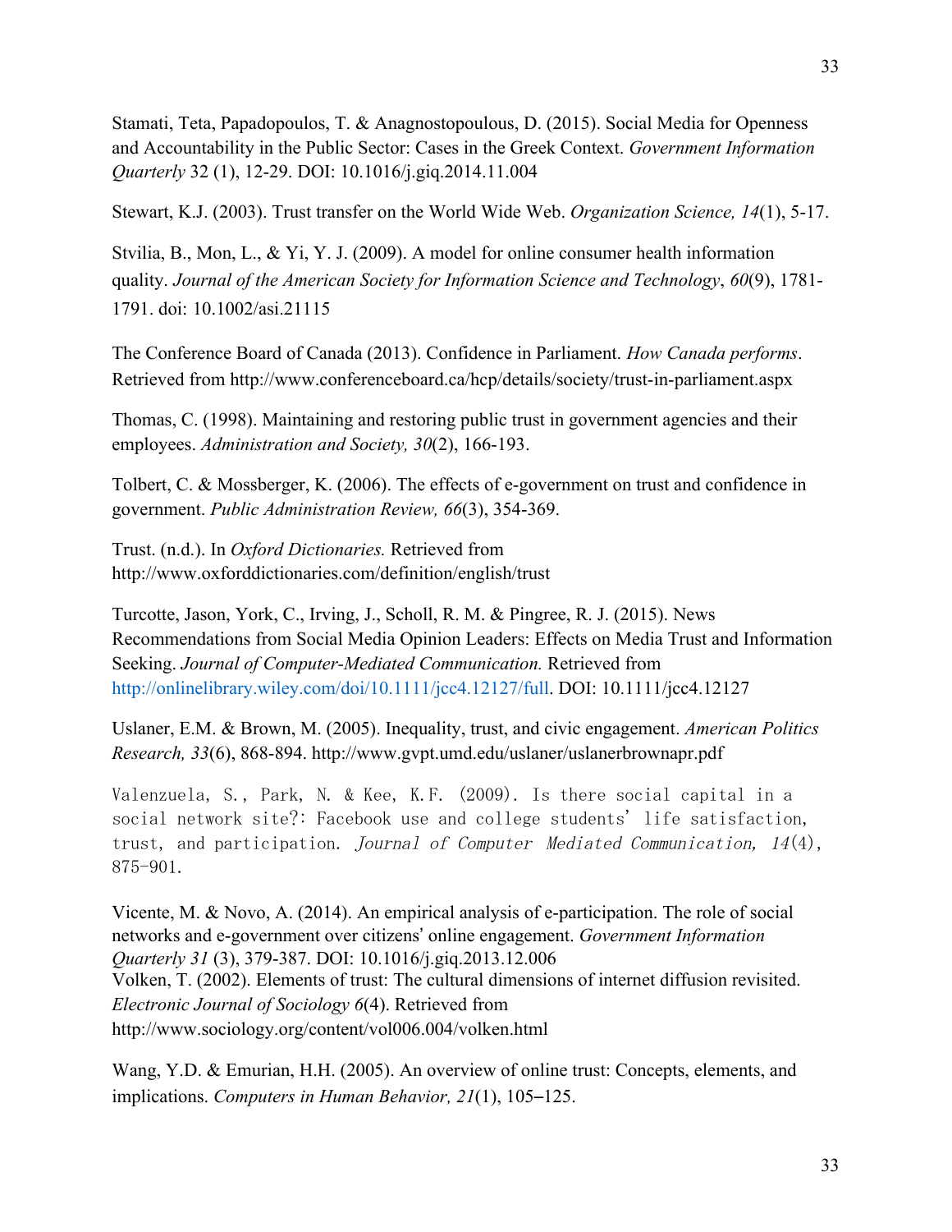Stamati, Teta, Papadopoulos, T. & Anagnostopoulous, D. (2015). Social Media for Openness and Accountability in the Public Sector: Cases in the Greek Context. *Government Information Quarterly* 32 (1), 12-29. DOI: 10.1016/j.giq.2014.11.004

Stewart, K.J. (2003). Trust transfer on the World Wide Web. *Organization Science, 14*(1), 5-17.

Stvilia, B., Mon, L., & Yi, Y. J. (2009). A model for online consumer health information quality. *Journal of the American Society for Information Science and Technology*, *60*(9), 1781-1791. doi: 10.1002/asi.21115

The Conference Board of Canada (2013). Confidence in Parliament. *How Canada performs*. Retrieved from http://www.conferenceboard.ca/hcp/details/society/trust-in-parliament.aspx

Thomas, C. (1998). Maintaining and restoring public trust in government agencies and their employees. *Administration and Society, 30*(2), 166-193.

Tolbert, C. & Mossberger, K. (2006). The effects of e-government on trust and confidence in government. *Public Administration Review, 66*(3), 354-369.

Trust. (n.d.). In *Oxford Dictionaries.* Retrieved from http://www.oxforddictionaries.com/definition/english/trust

Turcotte, Jason, York, C., Irving, J., Scholl, R. M. & Pingree, R. J. (2015). News Recommendations from Social Media Opinion Leaders: Effects on Media Trust and Information Seeking. *Journal of Computer-Mediated Communication.* Retrieved from http://onlinelibrary.wiley.com/doi/10.1111/jcc4.12127/full. DOI: 10.1111/jcc4.12127

Uslaner, E.M. & Brown, M. (2005). Inequality, trust, and civic engagement. *American Politics Research, 33*(6), 868-894. http://www.gvpt.umd.edu/uslaner/uslanerbrownapr.pdf

Valenzuela, S., Park, N. & Kee, K.F. (2009). Is there social capital in a social network site?: Facebook use and college students' life satisfaction, trust, and participation. *Journal of Computer Mediated Communication, 14*(4), 875-901.

Vicente, M. & Novo, A. (2014). An empirical analysis of e-participation. The role of social networks and e-government over citizens' online engagement. *Government Information Quarterly 31* (3), 379-387. DOI: 10.1016/j.giq.2013.12.006

Volken, T. (2002). Elements of trust: The cultural dimensions of internet diffusion revisited. *Electronic Journal of Sociology 6*(4). Retrieved from http://www.sociology.org/content/vol006.004/volken.html

Wang, Y.D. & Emurian, H.H. (2005). An overview of online trust: Concepts, elements, and implications. *Computers in Human Behavior, 21*(1), 105–125.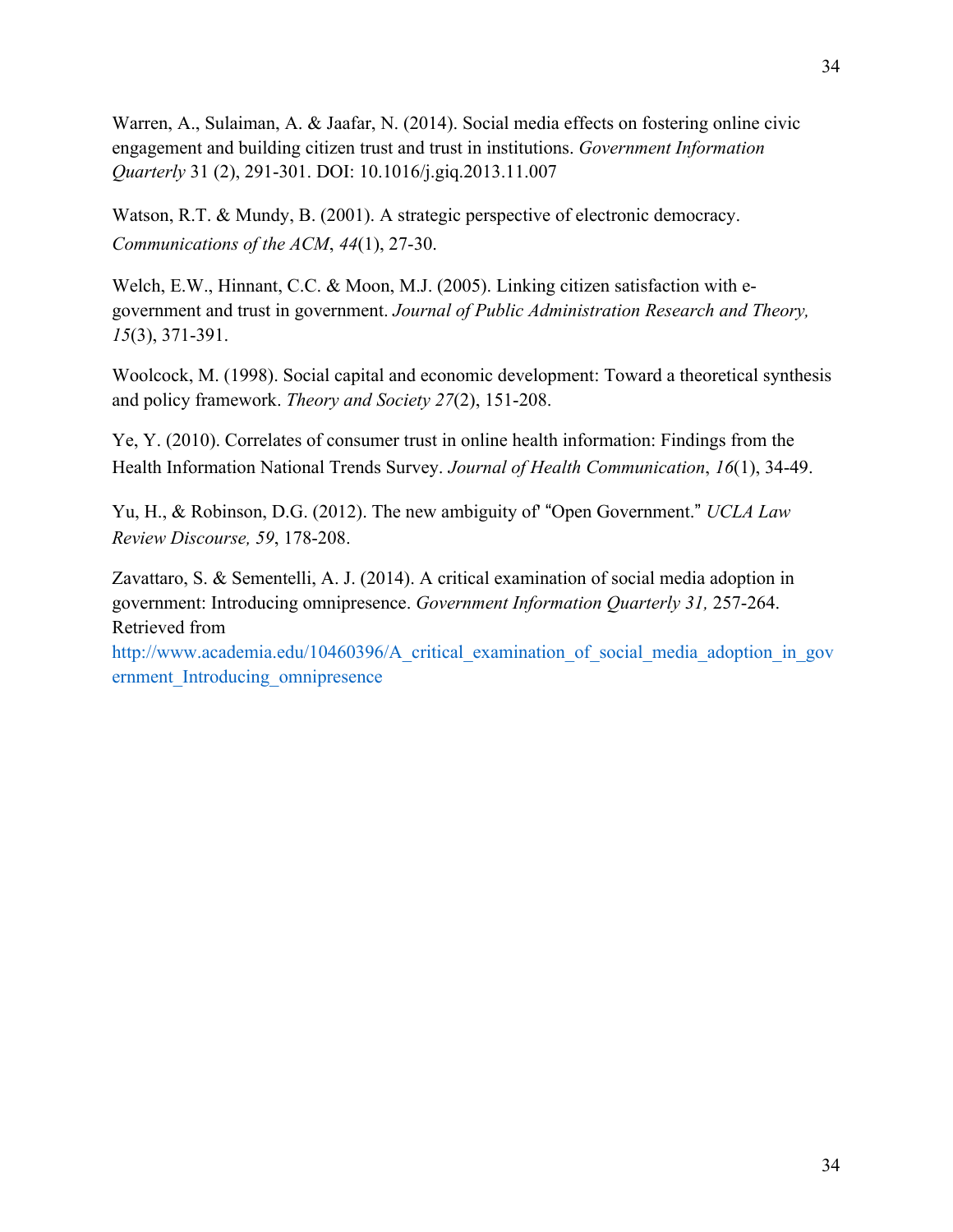Warren, A., Sulaiman, A. & Jaafar, N. (2014). Social media effects on fostering online civic engagement and building citizen trust and trust in institutions. *Government Information Quarterly* 31 (2), 291-301. DOI: 10.1016/j.giq.2013.11.007

Watson, R.T. & Mundy, B. (2001). A strategic perspective of electronic democracy. *Communications of the ACM*, *44*(1), 27-30.

Welch, E.W., Hinnant, C.C. & Moon, M.J. (2005). Linking citizen satisfaction with e-government and trust in government. *Journal of Public Administration Research and Theory, 15*(3), 371-391.

Woolcock, M. (1998). Social capital and economic development: Toward a theoretical synthesis and policy framework. *Theory and Society 27*(2), 151-208.

Ye, Y. (2010). Correlates of consumer trust in online health information: Findings from the Health Information National Trends Survey. *Journal of Health Communication*, *16*(1), 34-49.

Yu, H., & Robinson, D.G. (2012). The new ambiguity of' "Open Government." *UCLA Law Review Discourse, 59*, 178-208.

Zavattaro, S. & Sementelli, A. J. (2014). A critical examination of social media adoption in government: Introducing omnipresence. *Government Information Quarterly 31,* 257-264. Retrieved from http://www.academia.edu/10460396/A_critical_examination_of_social_media_adoption_in_government_Introducing_omnipresence